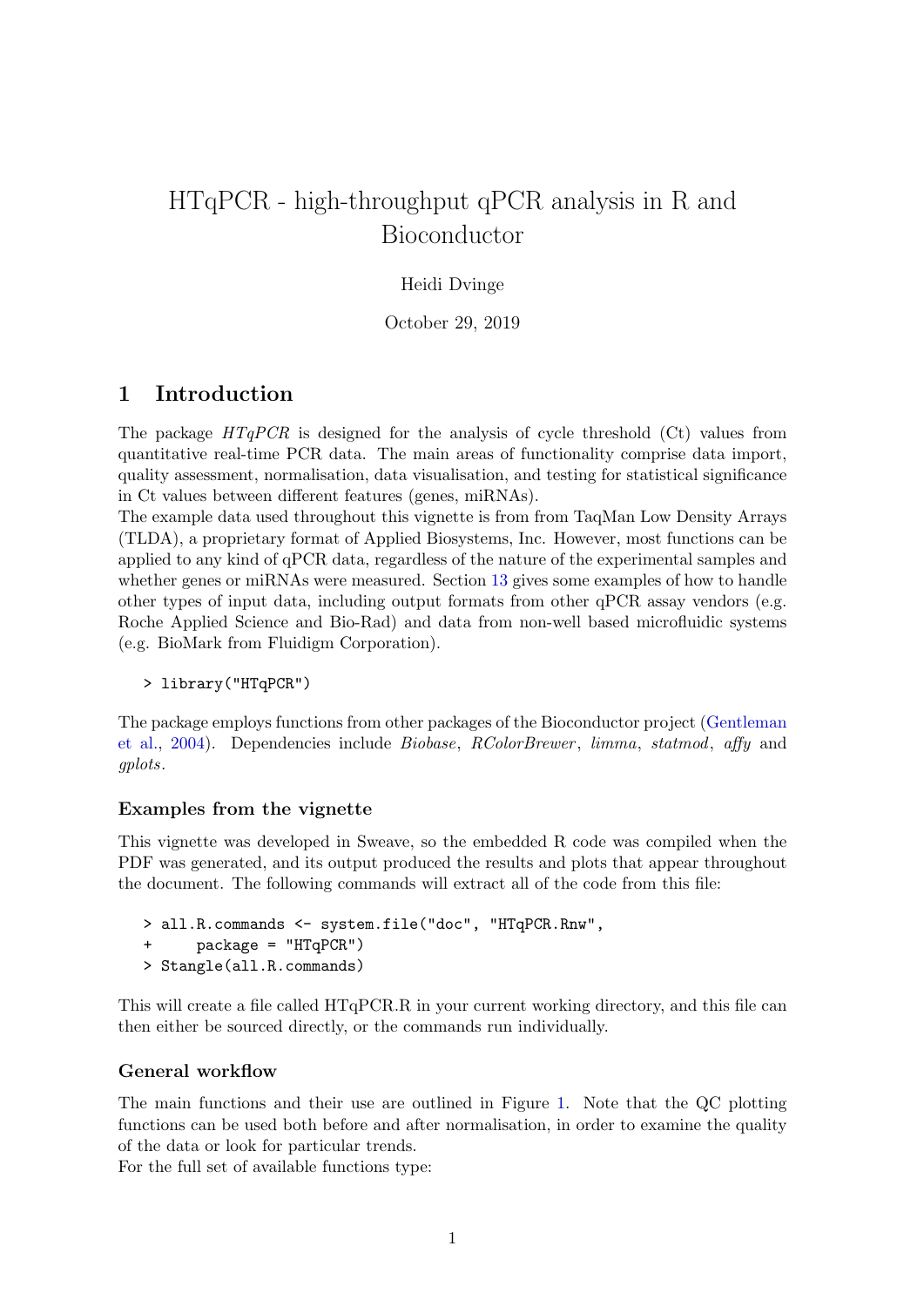# HTqPCR - high-throughput qPCR analysis in R and Bioconductor

Heidi Dvinge

October 29, 2019

## 1 Introduction

The package *HTqPCR* is designed for the analysis of cycle threshold (Ct) values from quantitative real-time PCR data. The main areas of functionality comprise data import, quality assessment, normalisation, data visualisation, and testing for statistical significance in Ct values between different features (genes, miRNAs).

The example data used throughout this vignette is from from TaqMan Low Density Arrays (TLDA), a proprietary format of Applied Biosystems, Inc. However, most functions can be applied to any kind of qPCR data, regardless of the nature of the experimental samples and whether genes or miRNAs were measured. Section 13 gives some examples of how to handle other types of input data, including output formats from other qPCR assay vendors (e.g. Roche Applied Science and Bio-Rad) and data from non-well based microfluidic systems (e.g. BioMark from Fluidigm Corporation).

```
> library("HTqPCR")
```

The package employs functions from other packages of the Bioconductor project (Gentleman et al., 2004). Dependencies include *Biobase*, *RColorBrewer*, *limma*, *statmod*, *affy* and *gplots*.

### Examples from the vignette

This vignette was developed in Sweave, so the embedded R code was compiled when the PDF was generated, and its output produced the results and plots that appear throughout the document. The following commands will extract all of the code from this file:

```
> all.R.commands <- system.file("doc", "HTqPCR.Rnw",
+     package = "HTqPCR")
> Stangle(all.R.commands)
```

This will create a file called HTqPCR.R in your current working directory, and this file can then either be sourced directly, or the commands run individually.

### General workflow

The main functions and their use are outlined in Figure 1. Note that the QC plotting functions can be used both before and after normalisation, in order to examine the quality of the data or look for particular trends.

For the full set of available functions type: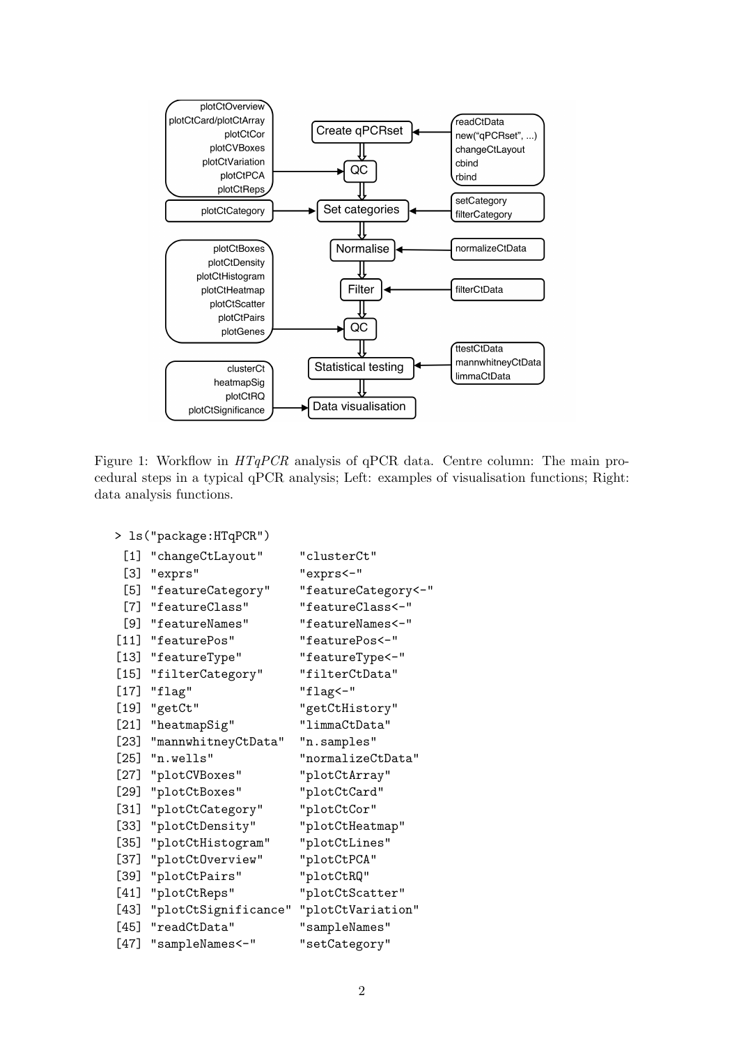Figure 1: Workflow in *HTqPCR* analysis of qPCR data. Centre column: The main procedural steps in a typical qPCR analysis; Left: examples of visualisation functions; Right: data analysis functions.

```
> ls("package:HTqPCR")
 [1] "changeCtLayout"      "clusterCt"
 [3] "exprs"               "exprs<-"
 [5] "featureCategory"     "featureCategory<-"
 [7] "featureClass"        "featureClass<-"
 [9] "featureNames"        "featureNames<-"
[11] "featurePos"          "featurePos<-"
[13] "featureType"         "featureType<-"
[15] "filterCategory"      "filterCtData"
[17] "flag"                "flag<-"
[19] "getCt"               "getCtHistory"
[21] "heatmapSig"          "limmaCtData"
[23] "mannwhitneyCtData"   "n.samples"
[25] "n.wells"             "normalizeCtData"
[27] "plotCVBoxes"         "plotCtArray"
[29] "plotCtBoxes"         "plotCtCard"
[31] "plotCtCategory"      "plotCtCor"
[33] "plotCtDensity"       "plotCtHeatmap"
[35] "plotCtHistogram"     "plotCtLines"
[37] "plotCtOverview"      "plotCtPCA"
[39] "plotCtPairs"         "plotCtRQ"
[41] "plotCtReps"          "plotCtScatter"
[43] "plotCtSignificance"  "plotCtVariation"
[45] "readCtData"          "sampleNames"
[47] "sampleNames<-"       "setCategory"
```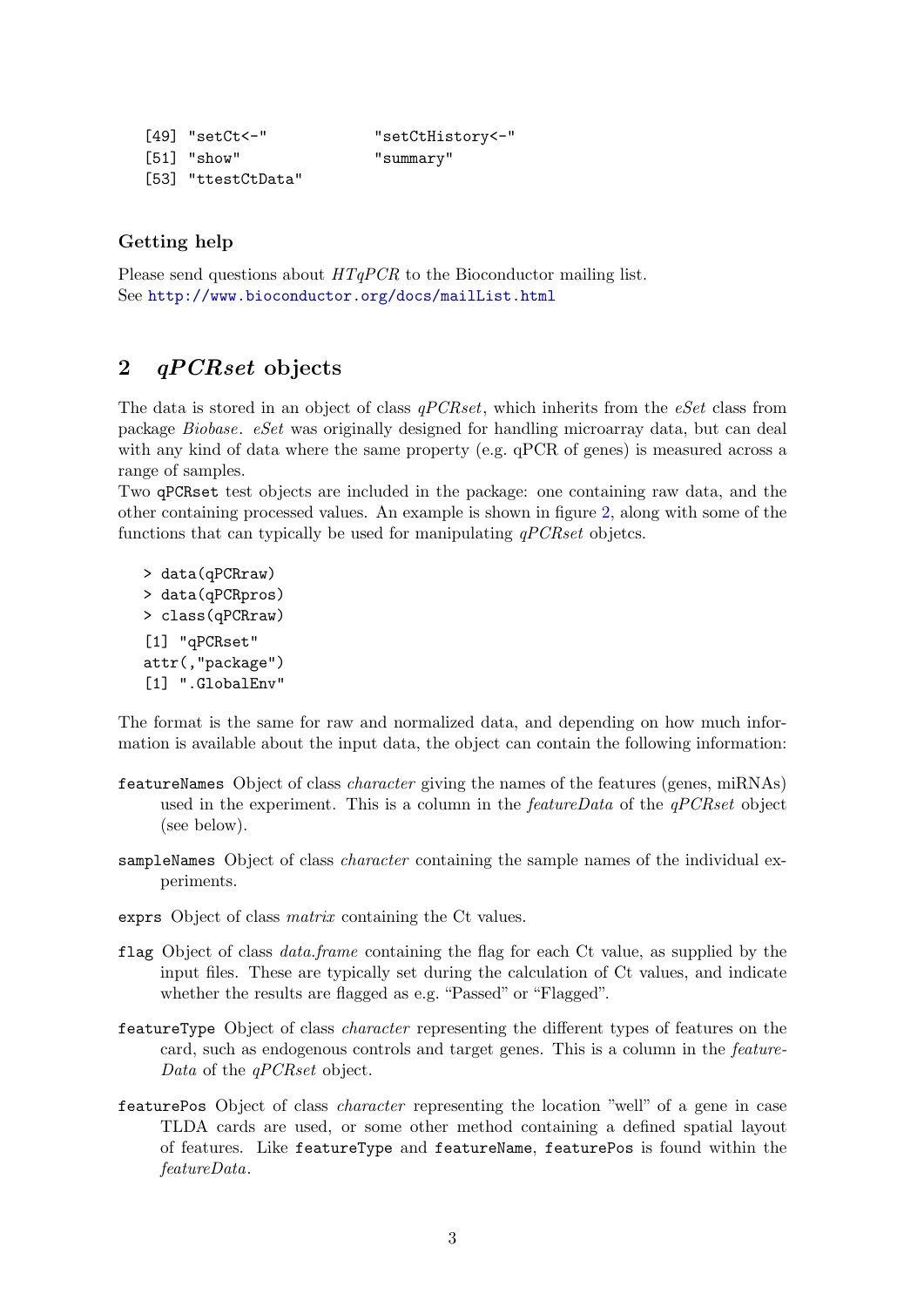```
[49] "setCt<-"              "setCtHistory<-"
[51] "show"                 "summary"
[53] "ttestCtData"
```

### Getting help

Please send questions about *HTqPCR* to the Bioconductor mailing list.
See http://www.bioconductor.org/docs/mailList.html

## 2 *qPCRset* objects

The data is stored in an object of class *qPCRset*, which inherits from the *eSet* class from package *Biobase*. *eSet* was originally designed for handling microarray data, but can deal with any kind of data where the same property (e.g. qPCR of genes) is measured across a range of samples.
Two qPCRset test objects are included in the package: one containing raw data, and the other containing processed values. An example is shown in figure 2, along with some of the functions that can typically be used for manipulating *qPCRset* objetcs.

```
> data(qPCRraw)
> data(qPCRpros)
> class(qPCRraw)
[1] "qPCRset"
attr(,"package")
[1] ".GlobalEnv"
```

The format is the same for raw and normalized data, and depending on how much information is available about the input data, the object can contain the following information:

`featureNames` Object of class *character* giving the names of the features (genes, miRNAs) used in the experiment. This is a column in the *featureData* of the *qPCRset* object (see below).

`sampleNames` Object of class *character* containing the sample names of the individual experiments.

`exprs` Object of class *matrix* containing the Ct values.

`flag` Object of class *data.frame* containing the flag for each Ct value, as supplied by the input files. These are typically set during the calculation of Ct values, and indicate whether the results are flagged as e.g. "Passed" or "Flagged".

`featureType` Object of class *character* representing the different types of features on the card, such as endogenous controls and target genes. This is a column in the *featureData* of the *qPCRset* object.

`featurePos` Object of class *character* representing the location "well" of a gene in case TLDA cards are used, or some other method containing a defined spatial layout of features. Like `featureType` and `featureName`, `featurePos` is found within the *featureData*.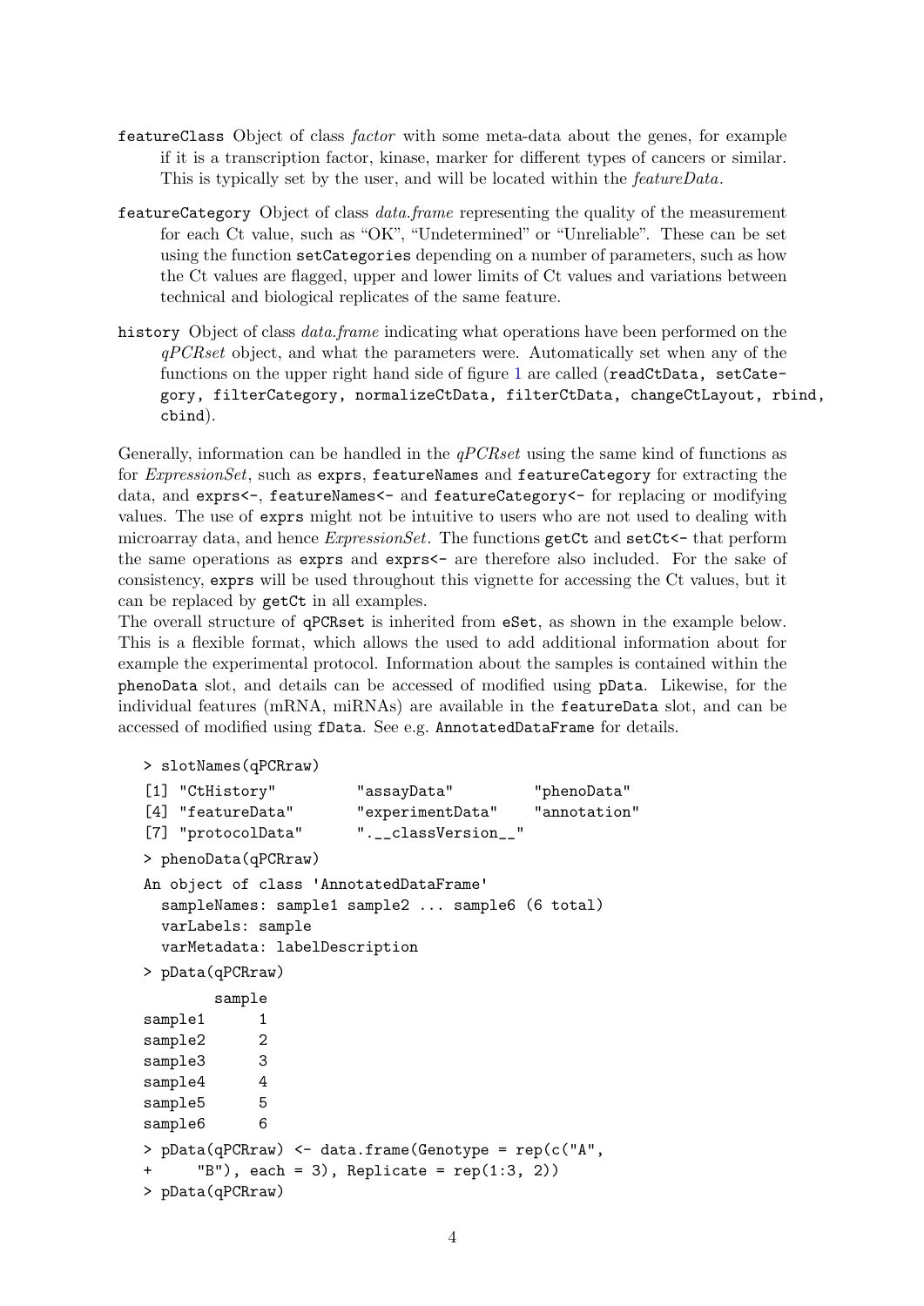`featureClass` Object of class *factor* with some meta-data about the genes, for example if it is a transcription factor, kinase, marker for different types of cancers or similar. This is typically set by the user, and will be located within the *featureData*.

`featureCategory` Object of class *data.frame* representing the quality of the measurement for each Ct value, such as "OK", "Undetermined" or "Unreliable". These can be set using the function `setCategories` depending on a number of parameters, such as how the Ct values are flagged, upper and lower limits of Ct values and variations between technical and biological replicates of the same feature.

`history` Object of class *data.frame* indicating what operations have been performed on the *qPCRset* object, and what the parameters were. Automatically set when any of the functions on the upper right hand side of figure 1 are called (`readCtData, setCategory, filterCategory, normalizeCtData, filterCtData, changeCtLayout, rbind, cbind`).

Generally, information can be handled in the *qPCRset* using the same kind of functions as for *ExpressionSet*, such as `exprs`, `featureNames` and `featureCategory` for extracting the data, and `exprs<-`, `featureNames<-` and `featureCategory<-` for replacing or modifying values. The use of `exprs` might not be intuitive to users who are not used to dealing with microarray data, and hence *ExpressionSet*. The functions `getCt` and `setCt<-` that perform the same operations as `exprs` and `exprs<-` are therefore also included. For the sake of consistency, `exprs` will be used throughout this vignette for accessing the Ct values, but it can be replaced by `getCt` in all examples.
The overall structure of `qPCRset` is inherited from `eSet`, as shown in the example below. This is a flexible format, which allows the used to add additional information about for example the experimental protocol. Information about the samples is contained within the `phenoData` slot, and details can be accessed of modified using `pData`. Likewise, for the individual features (mRNA, miRNAs) are available in the `featureData` slot, and can be accessed of modified using `fData`. See e.g. `AnnotatedDataFrame` for details.

```
> slotNames(qPCRraw)
[1] "CtHistory"          "assayData"          "phenoData"
[4] "featureData"        "experimentData"     "annotation"
[7] "protocolData"       ".__classVersion__"
> phenoData(qPCRraw)
An object of class 'AnnotatedDataFrame'
  sampleNames: sample1 sample2 ... sample6 (6 total)
  varLabels: sample
  varMetadata: labelDescription
> pData(qPCRraw)
        sample
sample1      1
sample2      2
sample3      3
sample4      4
sample5      5
sample6      6
> pData(qPCRraw) <- data.frame(Genotype = rep(c("A",
+     "B"), each = 3), Replicate = rep(1:3, 2))
> pData(qPCRraw)
```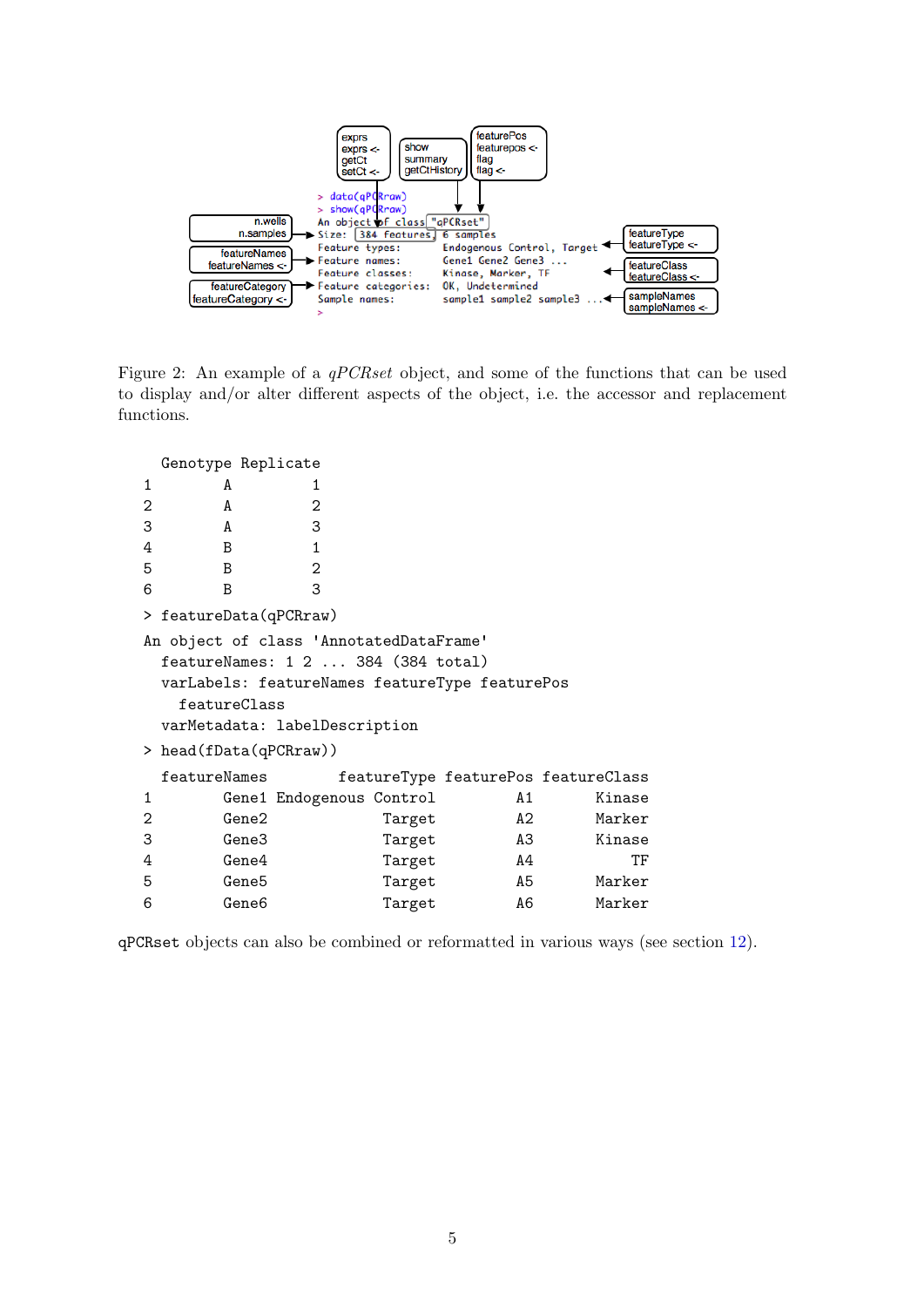```
> data(qPCRraw)
> show(qPCRraw)
An object of class "qPCRset"
Size:  384 features, 6 samples
Feature types:       Endogenous Control, Target
Feature names:       Gene1 Gene2 Gene3 ...
Feature classes:     Kinase, Marker, TF
Feature categories:  OK, Undetermined
Sample names:        sample1 sample2 sample3 ...
>
```

Figure 2: An example of a *qPCRset* object, and some of the functions that can be used to display and/or alter different aspects of the object, i.e. the accessor and replacement functions.

```
  Genotype Replicate
1        A         1
2        A         2
3        A         3
4        B         1
5        B         2
6        B         3
> featureData(qPCRraw)
An object of class 'AnnotatedDataFrame'
  featureNames: 1 2 ... 384 (384 total)
  varLabels: featureNames featureType featurePos
    featureClass
  varMetadata: labelDescription
> head(fData(qPCRraw))
  featureNames        featureType featurePos featureClass
1        Gene1 Endogenous Control         A1       Kinase
2        Gene2             Target         A2       Marker
3        Gene3             Target         A3       Kinase
4        Gene4             Target         A4           TF
5        Gene5             Target         A5       Marker
6        Gene6             Target         A6       Marker
```

qPCRset objects can also be combined or reformatted in various ways (see section 12).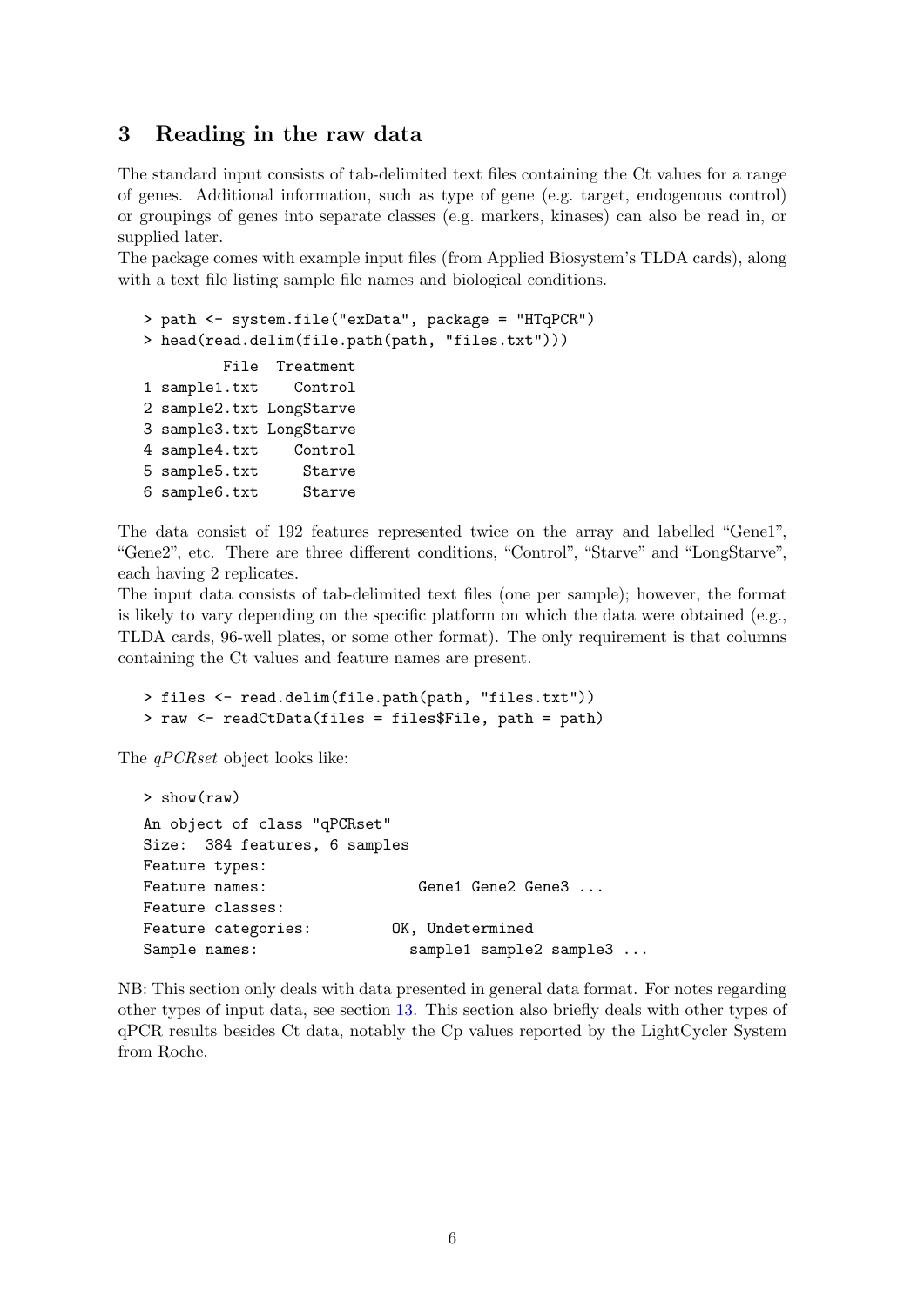## 3 Reading in the raw data

The standard input consists of tab-delimited text files containing the Ct values for a range of genes. Additional information, such as type of gene (e.g. target, endogenous control) or groupings of genes into separate classes (e.g. markers, kinases) can also be read in, or supplied later.

The package comes with example input files (from Applied Biosystem's TLDA cards), along with a text file listing sample file names and biological conditions.

```
> path <- system.file("exData", package = "HTqPCR")
> head(read.delim(file.path(path, "files.txt")))
         File  Treatment
1 sample1.txt    Control
2 sample2.txt LongStarve
3 sample3.txt LongStarve
4 sample4.txt    Control
5 sample5.txt     Starve
6 sample6.txt     Starve
```

The data consist of 192 features represented twice on the array and labelled "Gene1", "Gene2", etc. There are three different conditions, "Control", "Starve" and "LongStarve", each having 2 replicates.

The input data consists of tab-delimited text files (one per sample); however, the format is likely to vary depending on the specific platform on which the data were obtained (e.g., TLDA cards, 96-well plates, or some other format). The only requirement is that columns containing the Ct values and feature names are present.

```
> files <- read.delim(file.path(path, "files.txt"))
> raw <- readCtData(files = files$File, path = path)
```

The *qPCRset* object looks like:

```
> show(raw)
An object of class "qPCRset"
Size:  384 features, 6 samples
Feature types:
Feature names:                 Gene1 Gene2 Gene3 ...
Feature classes:
Feature categories:         OK, Undetermined
Sample names:                 sample1 sample2 sample3 ...
```

NB: This section only deals with data presented in general data format. For notes regarding other types of input data, see section 13. This section also briefly deals with other types of qPCR results besides Ct data, notably the Cp values reported by the LightCycler System from Roche.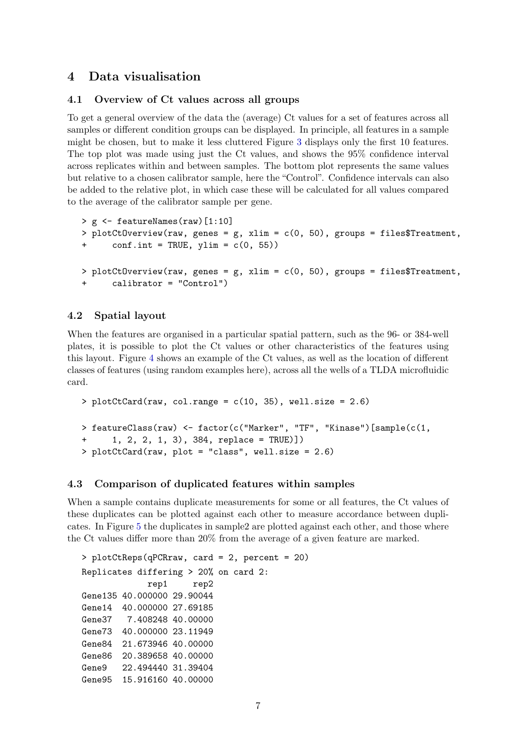## 4 Data visualisation

### 4.1 Overview of Ct values across all groups

To get a general overview of the data the (average) Ct values for a set of features across all samples or different condition groups can be displayed. In principle, all features in a sample might be chosen, but to make it less cluttered Figure 3 displays only the first 10 features. The top plot was made using just the Ct values, and shows the 95% confidence interval across replicates within and between samples. The bottom plot represents the same values but relative to a chosen calibrator sample, here the "Control". Confidence intervals can also be added to the relative plot, in which case these will be calculated for all values compared to the average of the calibrator sample per gene.

```
> g <- featureNames(raw)[1:10]
> plotCtOverview(raw, genes = g, xlim = c(0, 50), groups = files$Treatment,
+     conf.int = TRUE, ylim = c(0, 55))

> plotCtOverview(raw, genes = g, xlim = c(0, 50), groups = files$Treatment,
+     calibrator = "Control")
```

### 4.2 Spatial layout

When the features are organised in a particular spatial pattern, such as the 96- or 384-well plates, it is possible to plot the Ct values or other characteristics of the features using this layout. Figure 4 shows an example of the Ct values, as well as the location of different classes of features (using random examples here), across all the wells of a TLDA microfluidic card.

```
> plotCtCard(raw, col.range = c(10, 35), well.size = 2.6)

> featureClass(raw) <- factor(c("Marker", "TF", "Kinase")[sample(c(1,
+     1, 2, 2, 1, 3), 384, replace = TRUE)])
> plotCtCard(raw, plot = "class", well.size = 2.6)
```

### 4.3 Comparison of duplicated features within samples

When a sample contains duplicate measurements for some or all features, the Ct values of these duplicates can be plotted against each other to measure accordance between duplicates. In Figure 5 the duplicates in sample2 are plotted against each other, and those where the Ct values differ more than 20% from the average of a given feature are marked.

```
> plotCtReps(qPCRraw, card = 2, percent = 20)
Replicates differing > 20% on card 2:
             rep1     rep2
Gene135 40.000000 29.90044
Gene14  40.000000 27.69185
Gene37   7.408248 40.00000
Gene73  40.000000 23.11949
Gene84  21.673946 40.00000
Gene86  20.389658 40.00000
Gene9   22.494440 31.39404
Gene95  15.916160 40.00000
```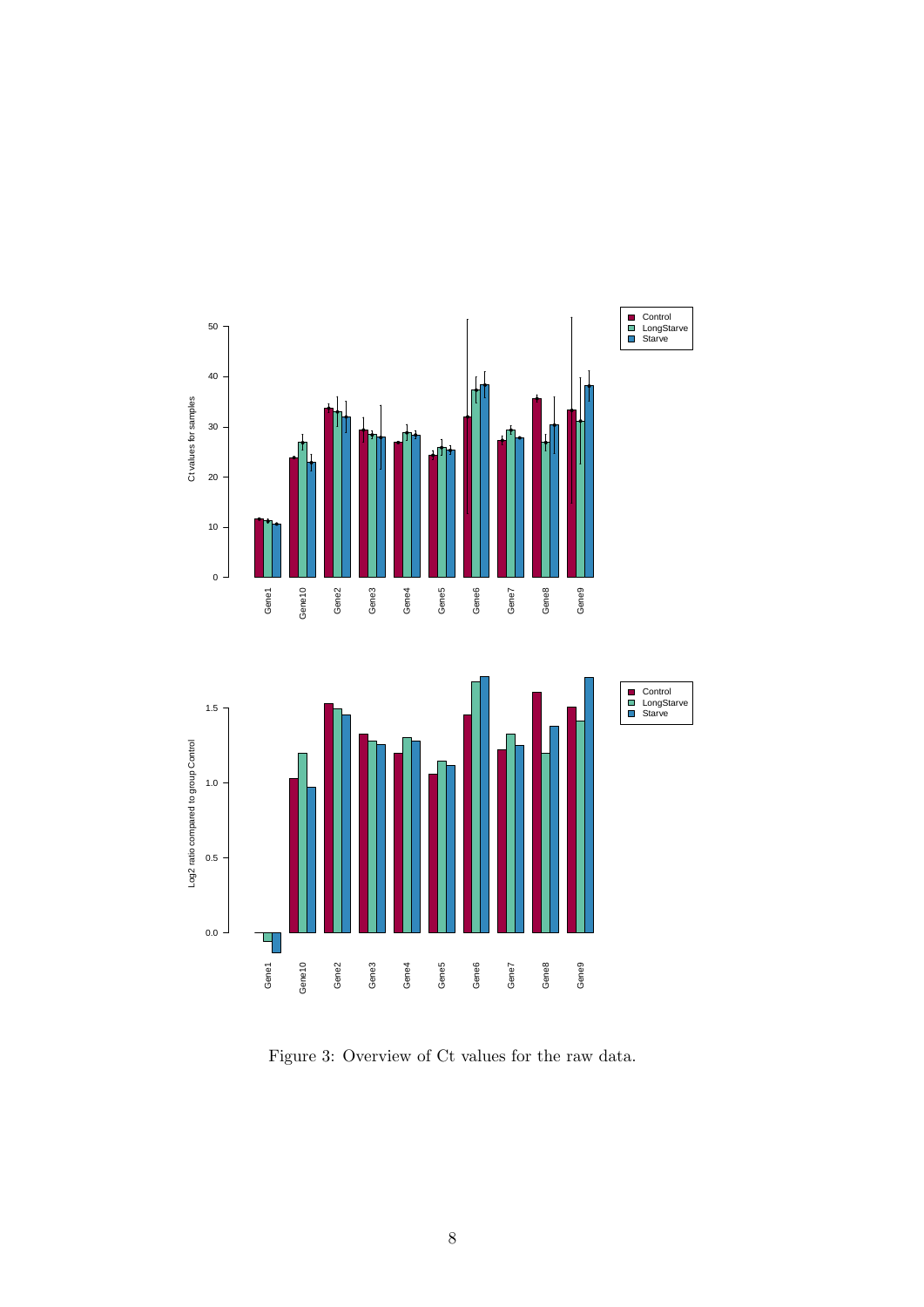Figure 3: Overview of Ct values for the raw data.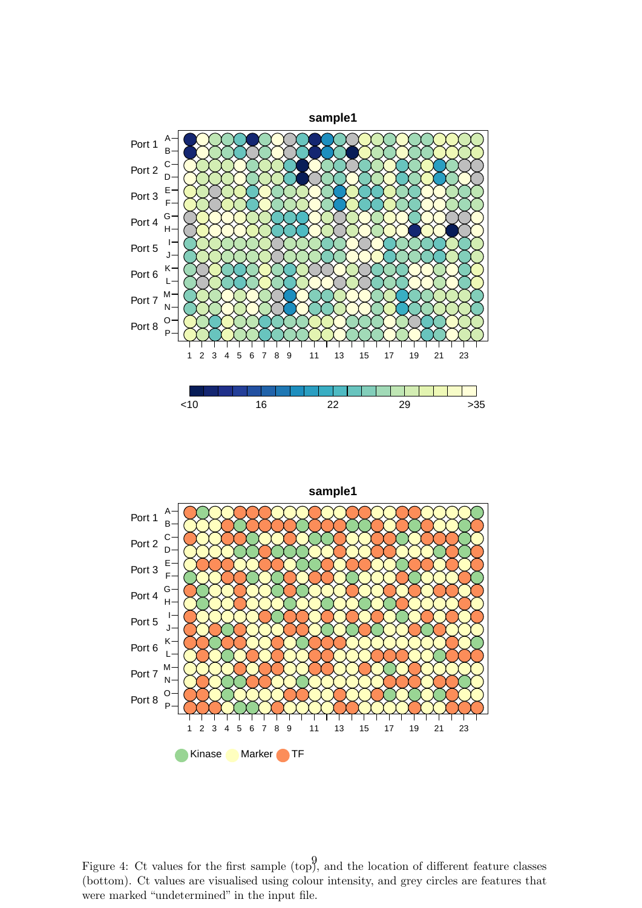Figure 4: Ct values for the first sample (top), and the location of different feature classes (bottom). Ct values are visualised using colour intensity, and grey circles are features that were marked "undetermined" in the input file.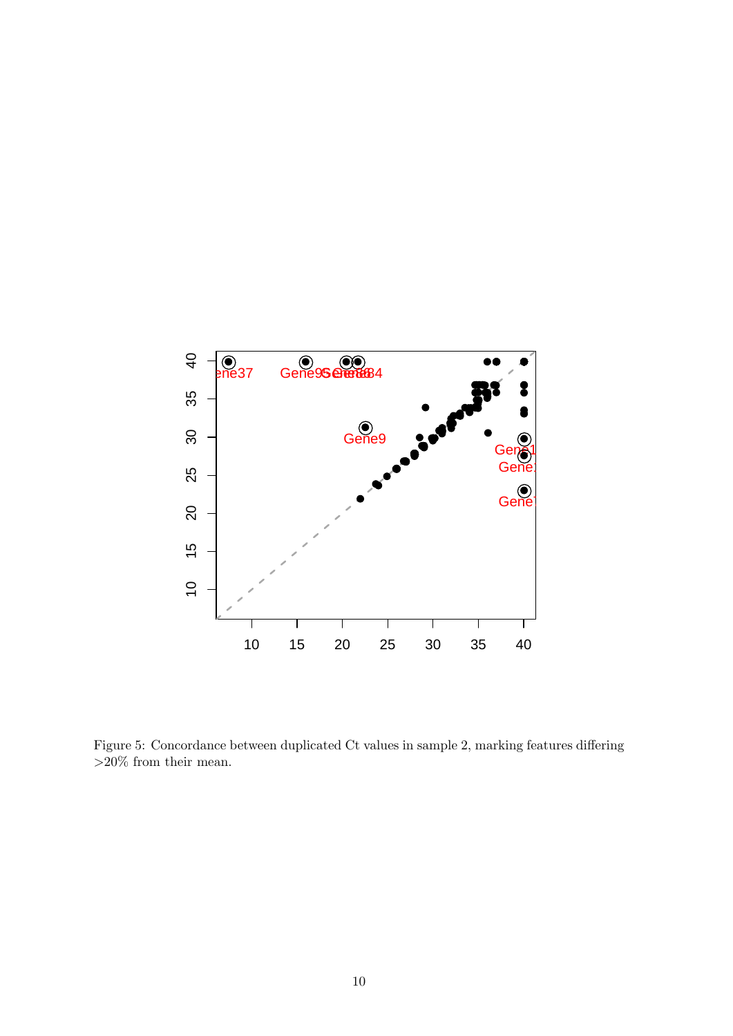Figure 5: Concordance between duplicated Ct values in sample 2, marking features differing >20% from their mean.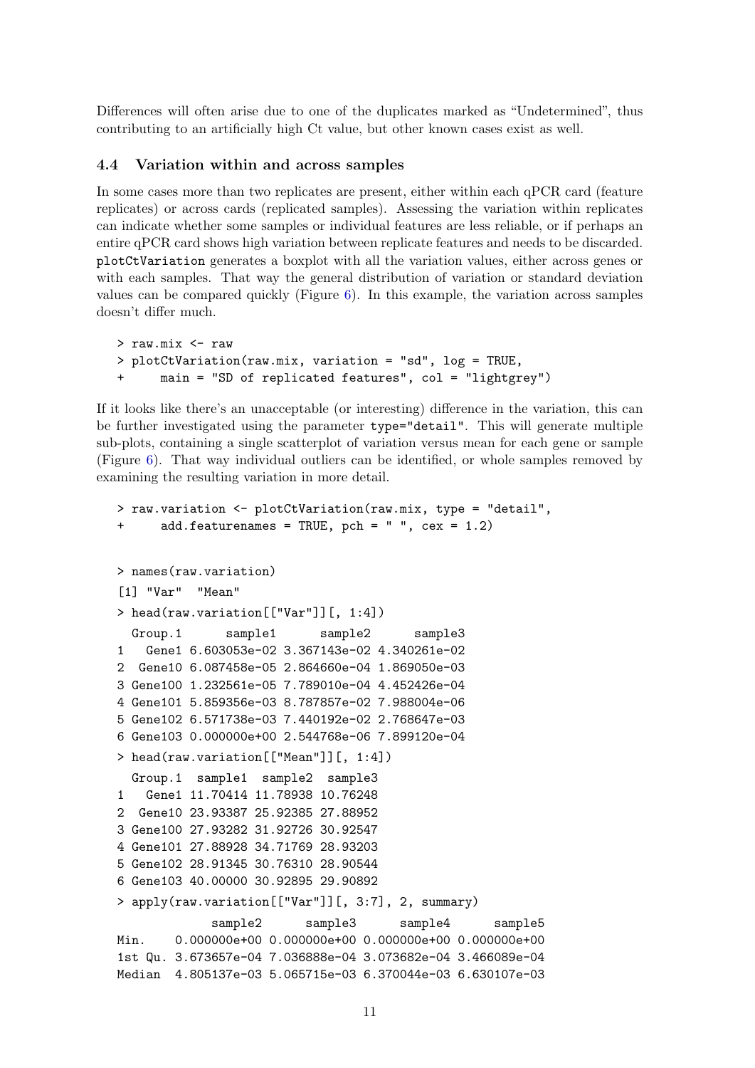Differences will often arise due to one of the duplicates marked as "Undetermined", thus contributing to an artificially high Ct value, but other known cases exist as well.

### 4.4 Variation within and across samples

In some cases more than two replicates are present, either within each qPCR card (feature replicates) or across cards (replicated samples). Assessing the variation within replicates can indicate whether some samples or individual features are less reliable, or if perhaps an entire qPCR card shows high variation between replicate features and needs to be discarded. `plotCtVariation` generates a boxplot with all the variation values, either across genes or with each samples. That way the general distribution of variation or standard deviation values can be compared quickly (Figure 6). In this example, the variation across samples doesn't differ much.

```
> raw.mix <- raw
> plotCtVariation(raw.mix, variation = "sd", log = TRUE,
+     main = "SD of replicated features", col = "lightgrey")
```

If it looks like there's an unacceptable (or interesting) difference in the variation, this can be further investigated using the parameter `type="detail"`. This will generate multiple sub-plots, containing a single scatterplot of variation versus mean for each gene or sample (Figure 6). That way individual outliers can be identified, or whole samples removed by examining the resulting variation in more detail.

```
> raw.variation <- plotCtVariation(raw.mix, type = "detail",
+     add.featurenames = TRUE, pch = " ", cex = 1.2)
```

```
> names(raw.variation)
[1] "Var"  "Mean"
> head(raw.variation[["Var"]][, 1:4])
  Group.1      sample1      sample2      sample3
1   Gene1 6.603053e-02 3.367143e-02 4.340261e-02
2  Gene10 6.087458e-05 2.864660e-04 1.869050e-03
3 Gene100 1.232561e-05 7.789010e-04 4.452426e-04
4 Gene101 5.859356e-03 8.787857e-02 7.988004e-06
5 Gene102 6.571738e-03 7.440192e-02 2.768647e-03
6 Gene103 0.000000e+00 2.544768e-06 7.899120e-04
> head(raw.variation[["Mean"]][, 1:4])
  Group.1  sample1  sample2  sample3
1   Gene1 11.70414 11.78938 10.76248
2  Gene10 23.93387 25.92385 27.88952
3 Gene100 27.93282 31.92726 30.92547
4 Gene101 27.88928 34.71769 28.93203
5 Gene102 28.91345 30.76310 28.90544
6 Gene103 40.00000 30.92895 29.90892
> apply(raw.variation[["Var"]][, 3:7], 2, summary)
             sample2      sample3      sample4      sample5
Min.    0.000000e+00 0.000000e+00 0.000000e+00 0.000000e+00
1st Qu. 3.673657e-04 7.036888e-04 3.073682e-04 3.466089e-04
Median  4.805137e-03 5.065715e-03 6.370044e-03 6.630107e-03
```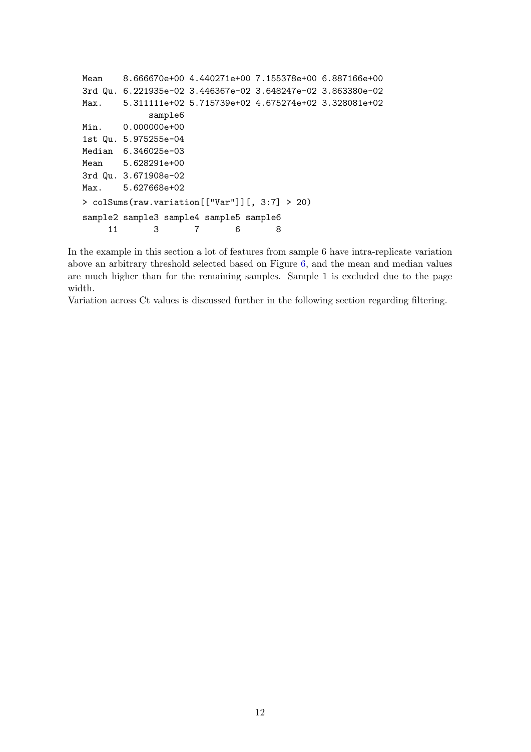```
Mean    8.666670e+00 4.440271e+00 7.155378e+00 6.887166e+00
3rd Qu. 6.221935e-02 3.446367e-02 3.648247e-02 3.863380e-02
Max.    5.311111e+02 5.715739e+02 4.675274e+02 3.328081e+02
             sample6
Min.    0.000000e+00
1st Qu. 5.975255e-04
Median  6.346025e-03
Mean    5.628291e+00
3rd Qu. 3.671908e-02
Max.    5.627668e+02
> colSums(raw.variation[["Var"]][, 3:7] > 20)
sample2 sample3 sample4 sample5 sample6
     11       3       7       6       8
```

In the example in this section a lot of features from sample 6 have intra-replicate variation above an arbitrary threshold selected based on Figure 6, and the mean and median values are much higher than for the remaining samples. Sample 1 is excluded due to the page width.

Variation across Ct values is discussed further in the following section regarding filtering.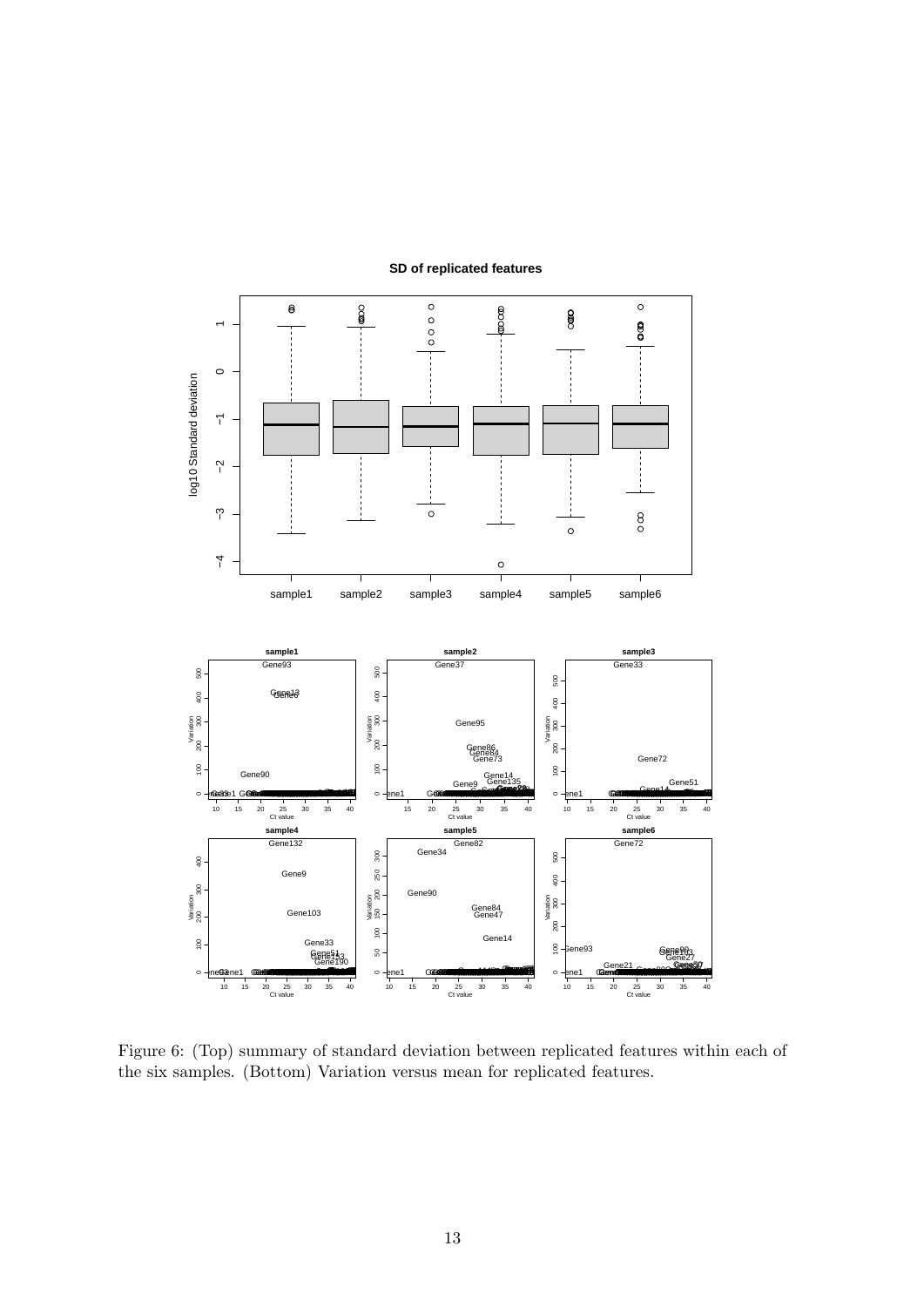Figure 6: (Top) summary of standard deviation between replicated features within each of the six samples. (Bottom) Variation versus mean for replicated features.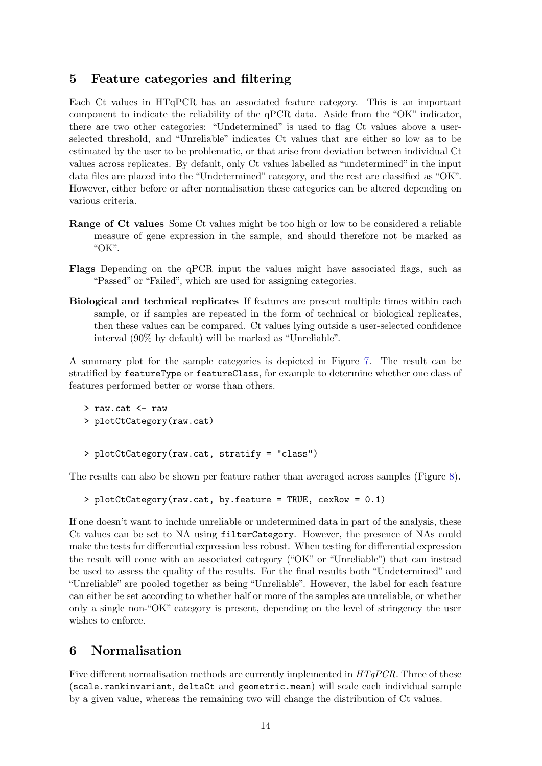## 5 Feature categories and filtering

Each Ct values in HTqPCR has an associated feature category. This is an important component to indicate the reliability of the qPCR data. Aside from the "OK" indicator, there are two other categories: "Undetermined" is used to flag Ct values above a user-selected threshold, and "Unreliable" indicates Ct values that are either so low as to be estimated by the user to be problematic, or that arise from deviation between individual Ct values across replicates. By default, only Ct values labelled as "undetermined" in the input data files are placed into the "Undetermined" category, and the rest are classified as "OK". However, either before or after normalisation these categories can be altered depending on various criteria.

**Range of Ct values** Some Ct values might be too high or low to be considered a reliable measure of gene expression in the sample, and should therefore not be marked as "OK".

**Flags** Depending on the qPCR input the values might have associated flags, such as "Passed" or "Failed", which are used for assigning categories.

**Biological and technical replicates** If features are present multiple times within each sample, or if samples are repeated in the form of technical or biological replicates, then these values can be compared. Ct values lying outside a user-selected confidence interval (90% by default) will be marked as "Unreliable".

A summary plot for the sample categories is depicted in Figure 7. The result can be stratified by `featureType` or `featureClass`, for example to determine whether one class of features performed better or worse than others.

```
> raw.cat <- raw
> plotCtCategory(raw.cat)
```

```
> plotCtCategory(raw.cat, stratify = "class")
```

The results can also be shown per feature rather than averaged across samples (Figure 8).

```
> plotCtCategory(raw.cat, by.feature = TRUE, cexRow = 0.1)
```

If one doesn't want to include unreliable or undetermined data in part of the analysis, these Ct values can be set to NA using `filterCategory`. However, the presence of NAs could make the tests for differential expression less robust. When testing for differential expression the result will come with an associated category ("OK" or "Unreliable") that can instead be used to assess the quality of the results. For the final results both "Undetermined" and "Unreliable" are pooled together as being "Unreliable". However, the label for each feature can either be set according to whether half or more of the samples are unreliable, or whether only a single non-"OK" category is present, depending on the level of stringency the user wishes to enforce.

## 6 Normalisation

Five different normalisation methods are currently implemented in *HTqPCR*. Three of these (`scale.rankinvariant`, `deltaCt` and `geometric.mean`) will scale each individual sample by a given value, whereas the remaining two will change the distribution of Ct values.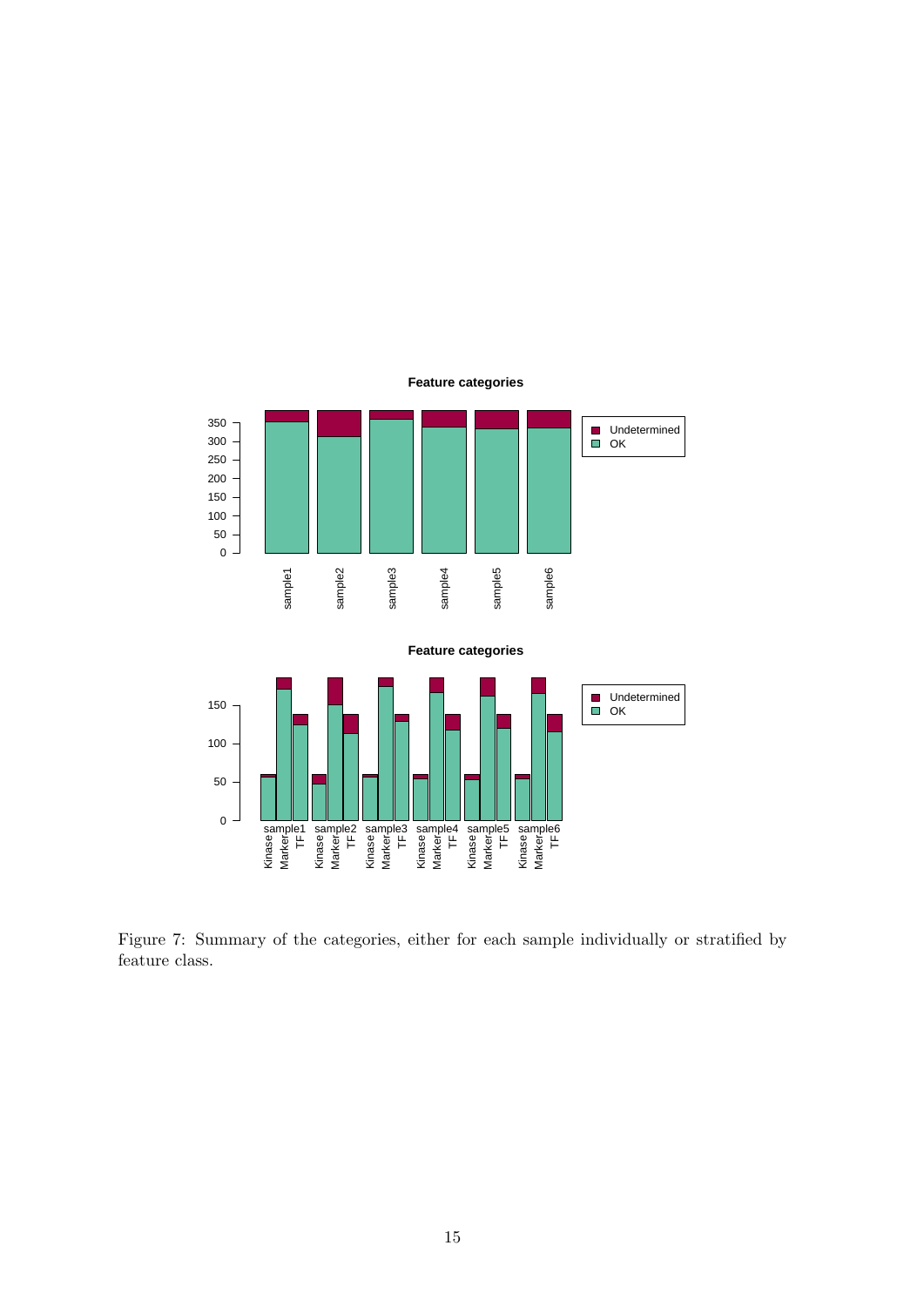Figure 7: Summary of the categories, either for each sample individually or stratified by feature class.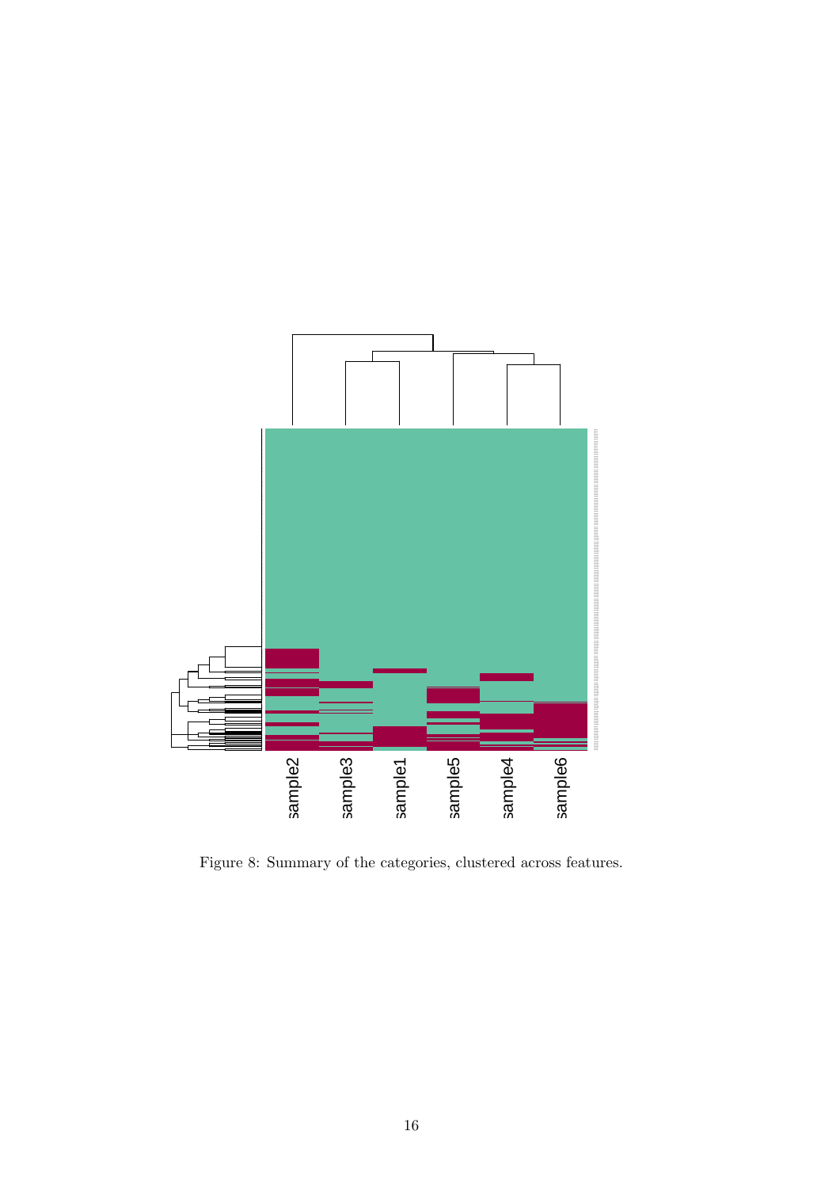Figure 8: Summary of the categories, clustered across features.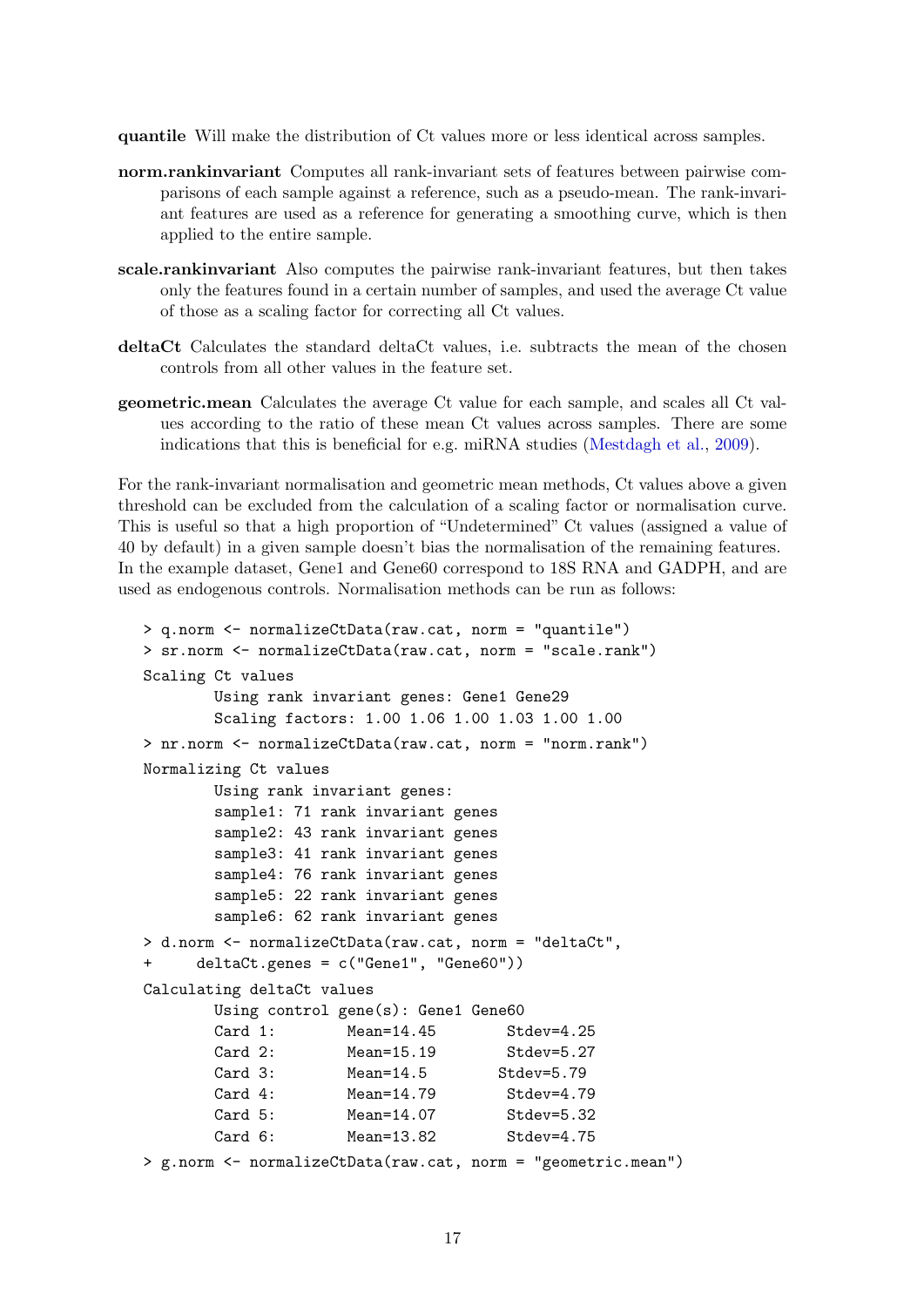**quantile** Will make the distribution of Ct values more or less identical across samples.

**norm.rankinvariant** Computes all rank-invariant sets of features between pairwise comparisons of each sample against a reference, such as a pseudo-mean. The rank-invariant features are used as a reference for generating a smoothing curve, which is then applied to the entire sample.

**scale.rankinvariant** Also computes the pairwise rank-invariant features, but then takes only the features found in a certain number of samples, and used the average Ct value of those as a scaling factor for correcting all Ct values.

**deltaCt** Calculates the standard deltaCt values, i.e. subtracts the mean of the chosen controls from all other values in the feature set.

**geometric.mean** Calculates the average Ct value for each sample, and scales all Ct values according to the ratio of these mean Ct values across samples. There are some indications that this is beneficial for e.g. miRNA studies (Mestdagh et al., 2009).

For the rank-invariant normalisation and geometric mean methods, Ct values above a given threshold can be excluded from the calculation of a scaling factor or normalisation curve. This is useful so that a high proportion of "Undetermined" Ct values (assigned a value of 40 by default) in a given sample doesn't bias the normalisation of the remaining features. In the example dataset, Gene1 and Gene60 correspond to 18S RNA and GADPH, and are used as endogenous controls. Normalisation methods can be run as follows:

```
> q.norm <- normalizeCtData(raw.cat, norm = "quantile")
> sr.norm <- normalizeCtData(raw.cat, norm = "scale.rank")
Scaling Ct values
        Using rank invariant genes: Gene1 Gene29
        Scaling factors: 1.00 1.06 1.00 1.03 1.00 1.00
> nr.norm <- normalizeCtData(raw.cat, norm = "norm.rank")
Normalizing Ct values
        Using rank invariant genes:
        sample1: 71 rank invariant genes
        sample2: 43 rank invariant genes
        sample3: 41 rank invariant genes
        sample4: 76 rank invariant genes
        sample5: 22 rank invariant genes
        sample6: 62 rank invariant genes
> d.norm <- normalizeCtData(raw.cat, norm = "deltaCt",
+     deltaCt.genes = c("Gene1", "Gene60"))
Calculating deltaCt values
        Using control gene(s): Gene1 Gene60
        Card 1:        Mean=14.45        Stdev=4.25
        Card 2:        Mean=15.19        Stdev=5.27
        Card 3:        Mean=14.5        Stdev=5.79
        Card 4:        Mean=14.79        Stdev=4.79
        Card 5:        Mean=14.07        Stdev=5.32
        Card 6:        Mean=13.82        Stdev=4.75
> g.norm <- normalizeCtData(raw.cat, norm = "geometric.mean")
```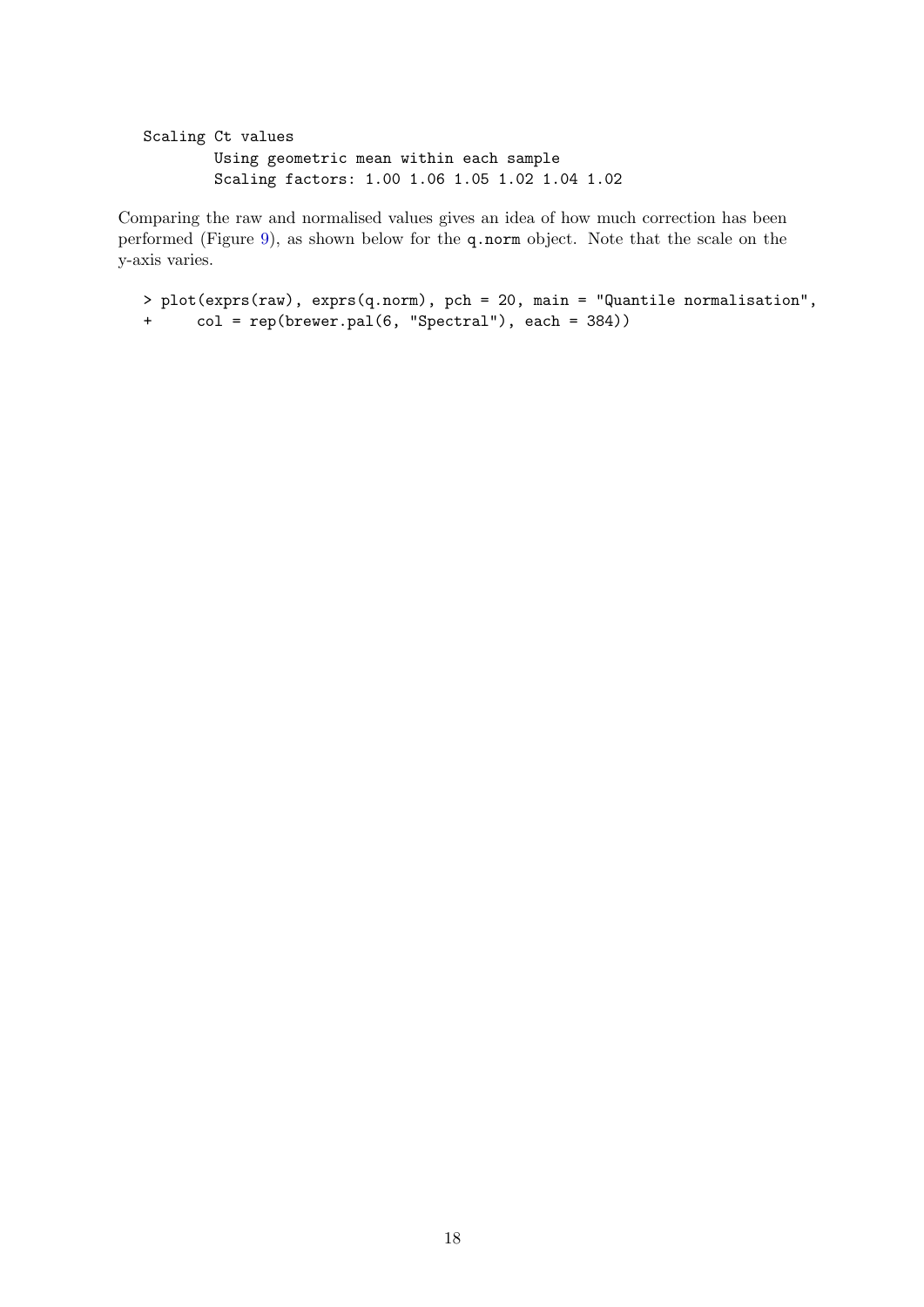```
Scaling Ct values
        Using geometric mean within each sample
        Scaling factors: 1.00 1.06 1.05 1.02 1.04 1.02
```

Comparing the raw and normalised values gives an idea of how much correction has been performed (Figure 9), as shown below for the `q.norm` object. Note that the scale on the y-axis varies.

```
> plot(exprs(raw), exprs(q.norm), pch = 20, main = "Quantile normalisation",
+     col = rep(brewer.pal(6, "Spectral"), each = 384))
```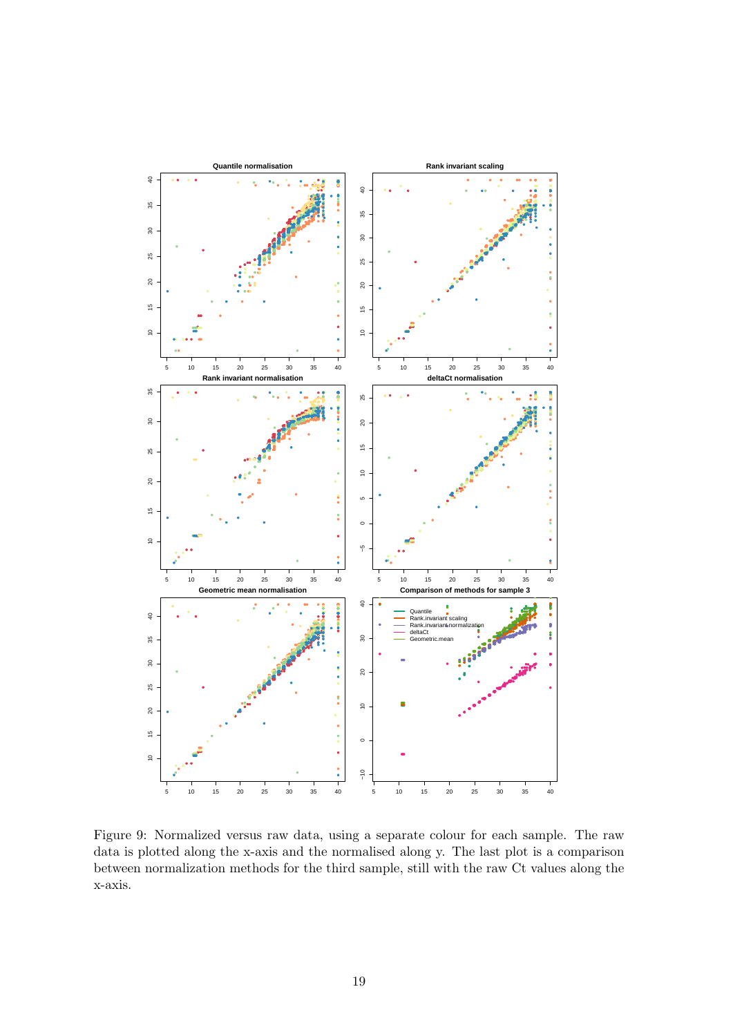Figure 9: Normalized versus raw data, using a separate colour for each sample. The raw data is plotted along the x-axis and the normalised along y. The last plot is a comparison between normalization methods for the third sample, still with the raw Ct values along the x-axis.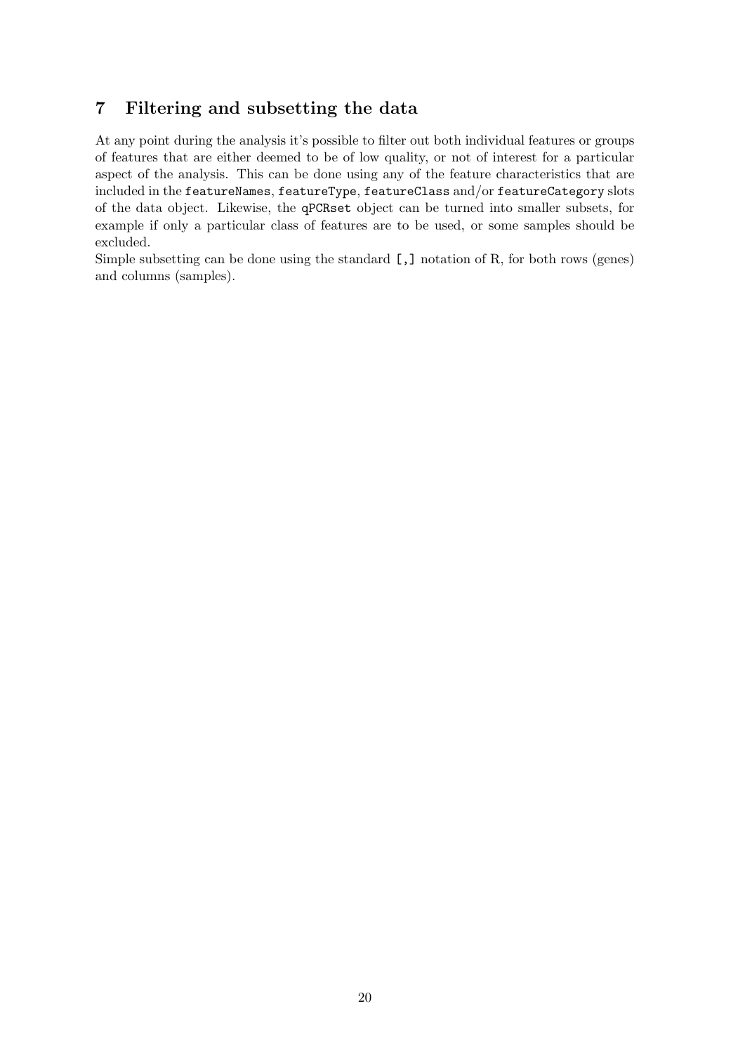## 7 Filtering and subsetting the data

At any point during the analysis it's possible to filter out both individual features or groups of features that are either deemed to be of low quality, or not of interest for a particular aspect of the analysis. This can be done using any of the feature characteristics that are included in the `featureNames`, `featureType`, `featureClass` and/or `featureCategory` slots of the data object. Likewise, the `qPCRset` object can be turned into smaller subsets, for example if only a particular class of features are to be used, or some samples should be excluded.

Simple subsetting can be done using the standard `[,]` notation of R, for both rows (genes) and columns (samples).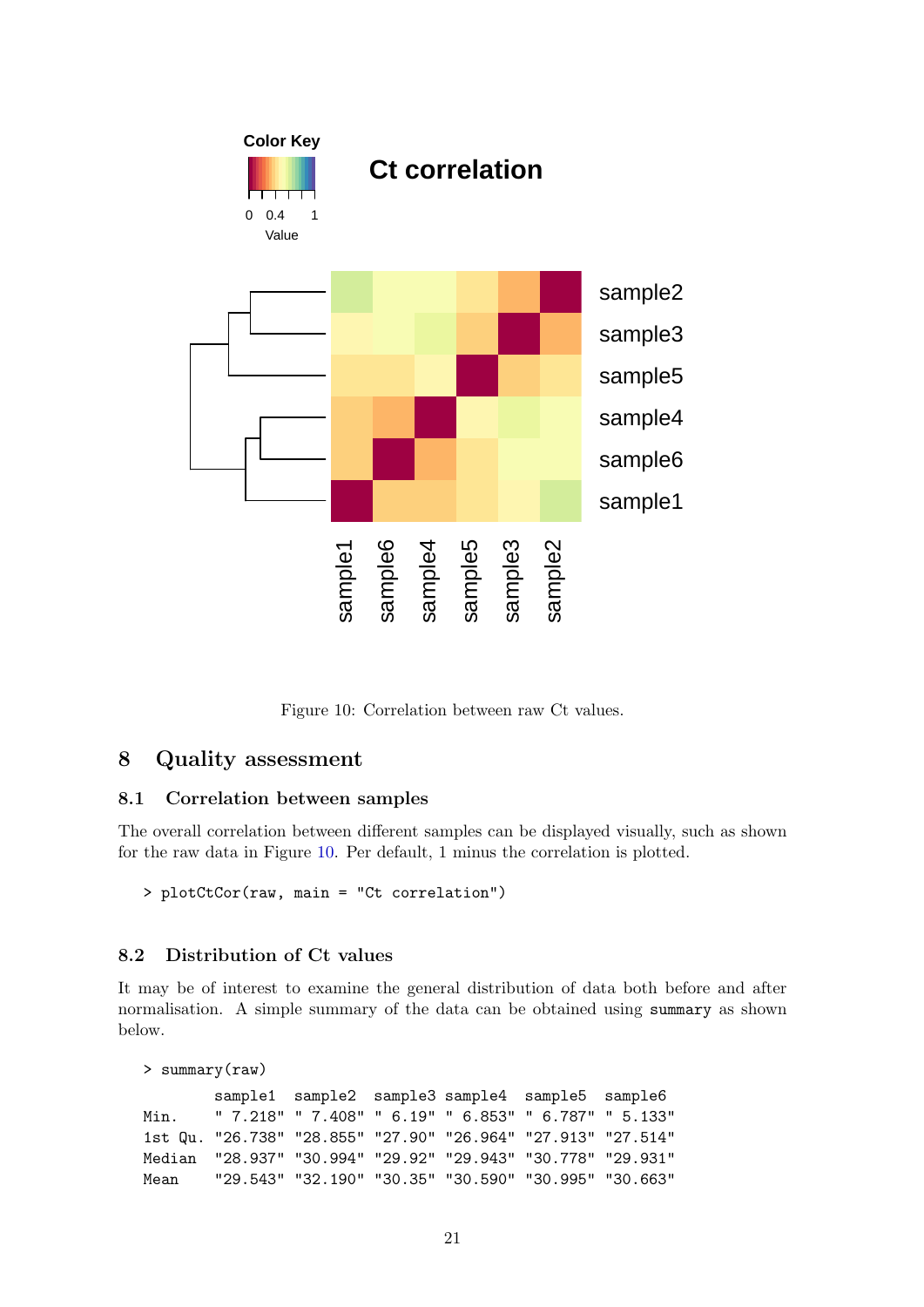Figure 10: Correlation between raw Ct values.

# 8 Quality assessment

## 8.1 Correlation between samples

The overall correlation between different samples can be displayed visually, such as shown for the raw data in Figure 10. Per default, 1 minus the correlation is plotted.

```
> plotCtCor(raw, main = "Ct correlation")
```

## 8.2 Distribution of Ct values

It may be of interest to examine the general distribution of data both before and after normalisation. A simple summary of the data can be obtained using `summary` as shown below.

```
> summary(raw)
        sample1  sample2  sample3 sample4  sample5  sample6
Min.    " 7.218" " 7.408" " 6.19" " 6.853" " 6.787" " 5.133"
1st Qu. "26.738" "28.855" "27.90" "26.964" "27.913" "27.514"
Median  "28.937" "30.994" "29.92" "29.943" "30.778" "29.931"
Mean    "29.543" "32.190" "30.35" "30.590" "30.995" "30.663"
```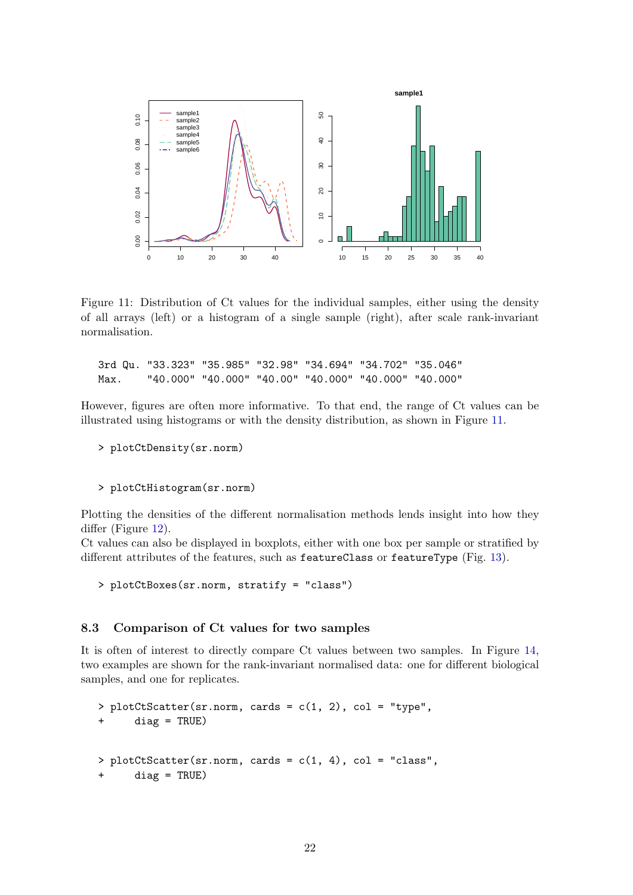Figure 11: Distribution of Ct values for the individual samples, either using the density of all arrays (left) or a histogram of a single sample (right), after scale rank-invariant normalisation.

```
3rd Qu. "33.323" "35.985" "32.98" "34.694" "34.702" "35.046"
Max.    "40.000" "40.000" "40.00" "40.000" "40.000" "40.000"
```

However, figures are often more informative. To that end, the range of Ct values can be illustrated using histograms or with the density distribution, as shown in Figure 11.

```
> plotCtDensity(sr.norm)
```

```
> plotCtHistogram(sr.norm)
```

Plotting the densities of the different normalisation methods lends insight into how they differ (Figure 12).

Ct values can also be displayed in boxplots, either with one box per sample or stratified by different attributes of the features, such as `featureClass` or `featureType` (Fig. 13).

```
> plotCtBoxes(sr.norm, stratify = "class")
```

### 8.3 Comparison of Ct values for two samples

It is often of interest to directly compare Ct values between two samples. In Figure 14, two examples are shown for the rank-invariant normalised data: one for different biological samples, and one for replicates.

```
> plotCtScatter(sr.norm, cards = c(1, 2), col = "type",
+     diag = TRUE)
```

```
> plotCtScatter(sr.norm, cards = c(1, 4), col = "class",
+     diag = TRUE)
```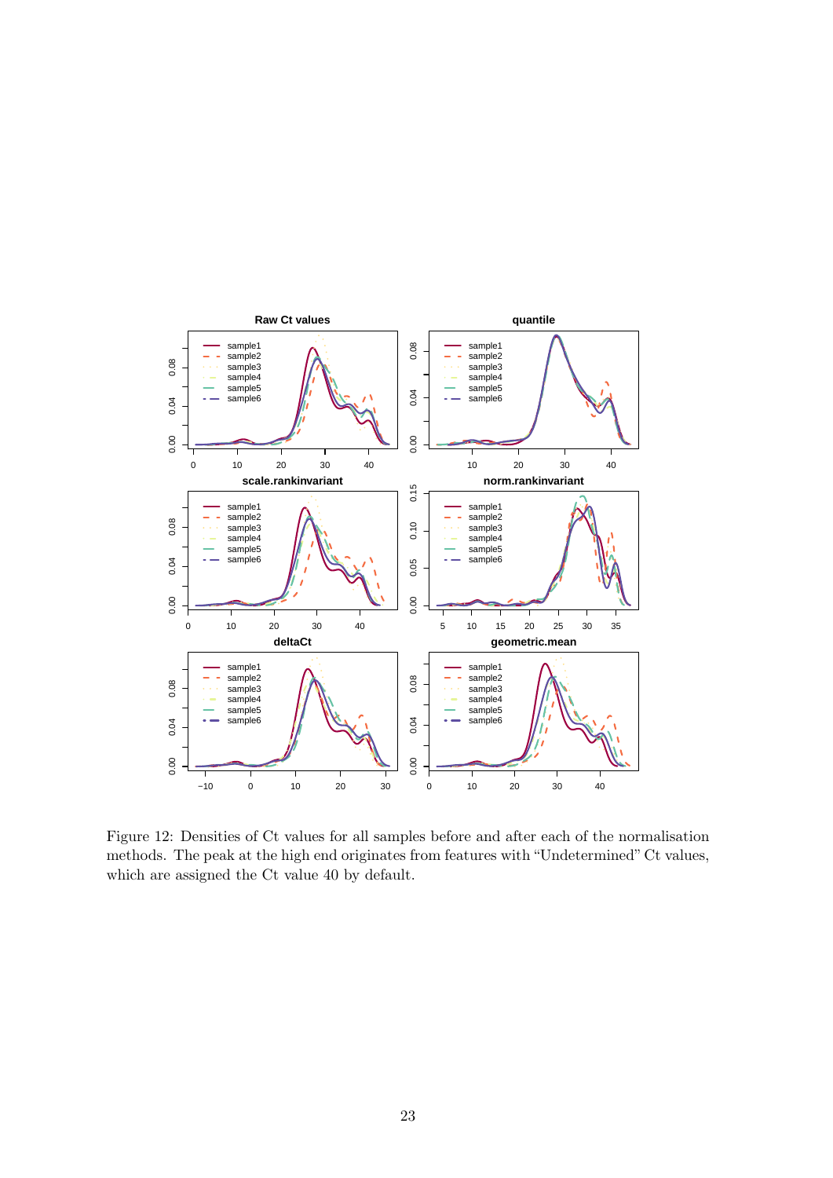Figure 12: Densities of Ct values for all samples before and after each of the normalisation methods. The peak at the high end originates from features with "Undetermined" Ct values, which are assigned the Ct value 40 by default.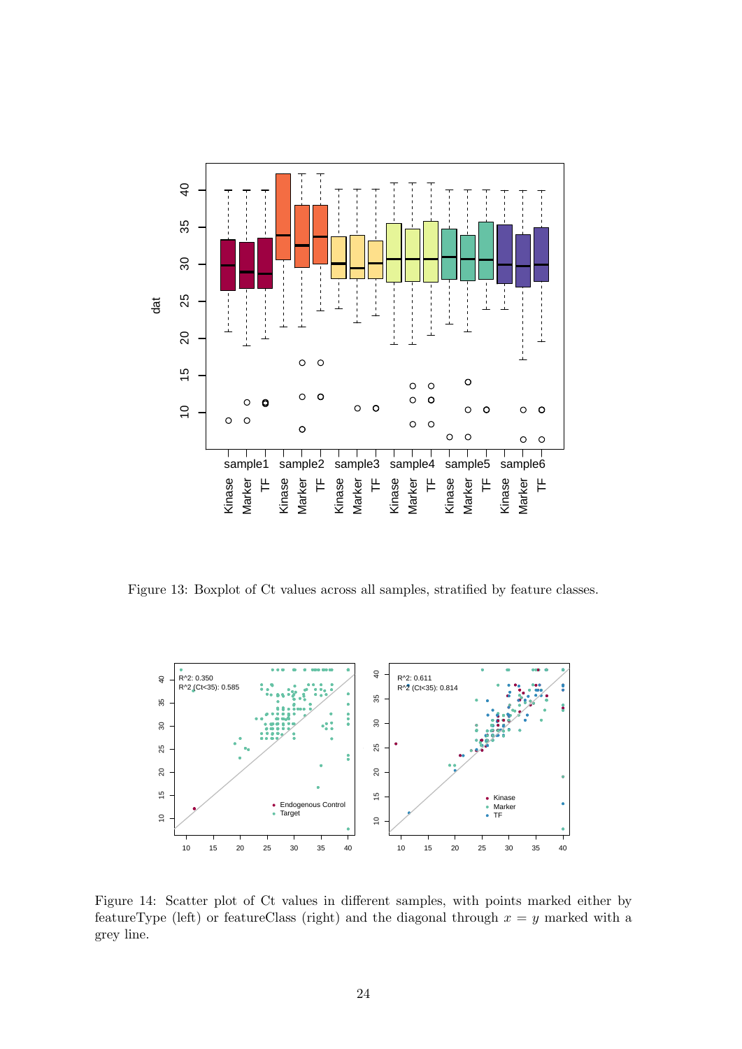Figure 13: Boxplot of Ct values across all samples, stratified by feature classes.

Figure 14: Scatter plot of Ct values in different samples, with points marked either by featureType (left) or featureClass (right) and the diagonal through $x = y$ marked with a grey line.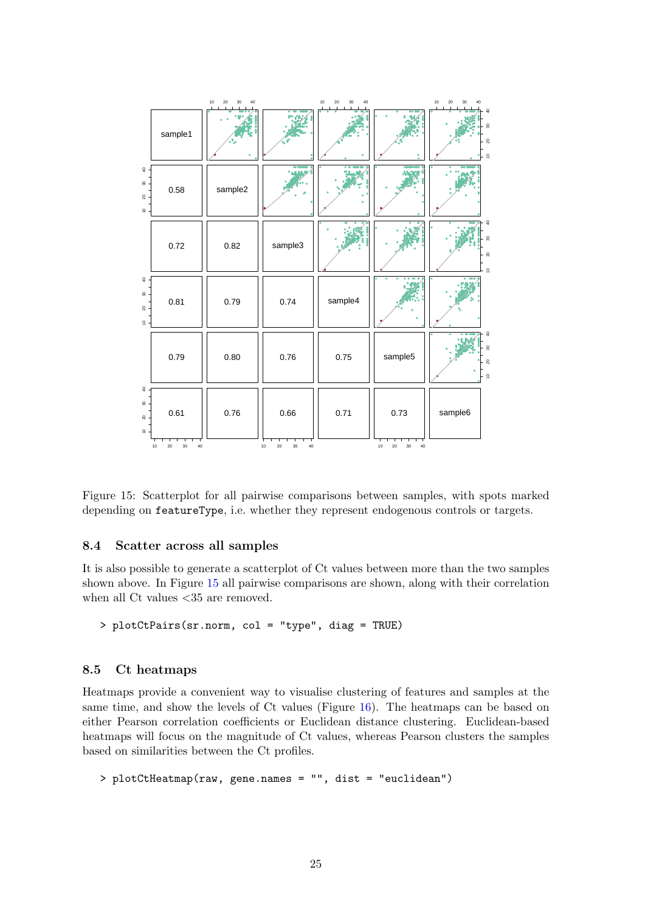Figure 15: Scatterplot for all pairwise comparisons between samples, with spots marked depending on `featureType`, i.e. whether they represent endogenous controls or targets.

### 8.4 Scatter across all samples

It is also possible to generate a scatterplot of Ct values between more than the two samples shown above. In Figure 15 all pairwise comparisons are shown, along with their correlation when all Ct values <35 are removed.

```
> plotCtPairs(sr.norm, col = "type", diag = TRUE)
```

### 8.5 Ct heatmaps

Heatmaps provide a convenient way to visualise clustering of features and samples at the same time, and show the levels of Ct values (Figure 16). The heatmaps can be based on either Pearson correlation coefficients or Euclidean distance clustering. Euclidean-based heatmaps will focus on the magnitude of Ct values, whereas Pearson clusters the samples based on similarities between the Ct profiles.

```
> plotCtHeatmap(raw, gene.names = "", dist = "euclidean")
```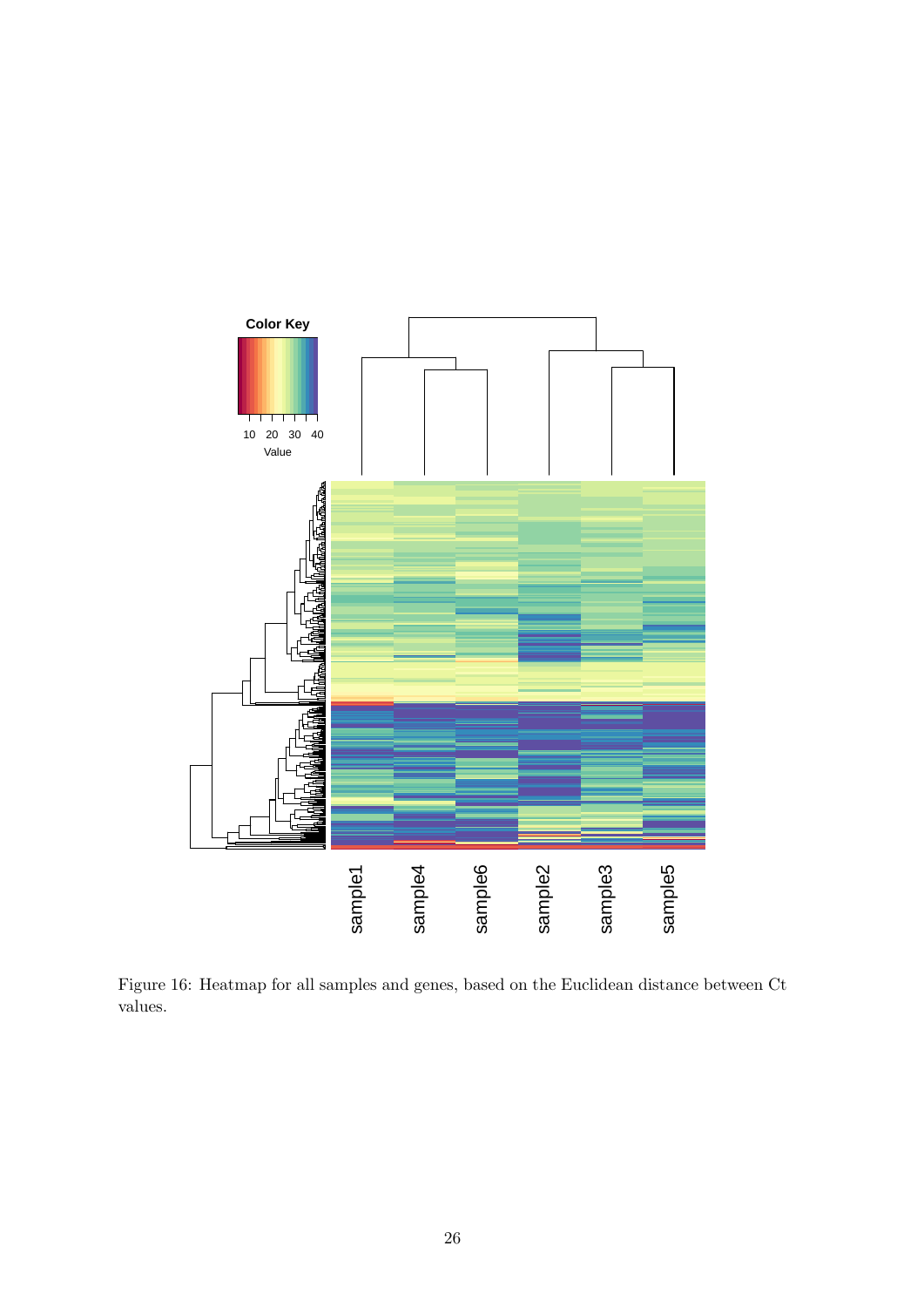Figure 16: Heatmap for all samples and genes, based on the Euclidean distance between Ct values.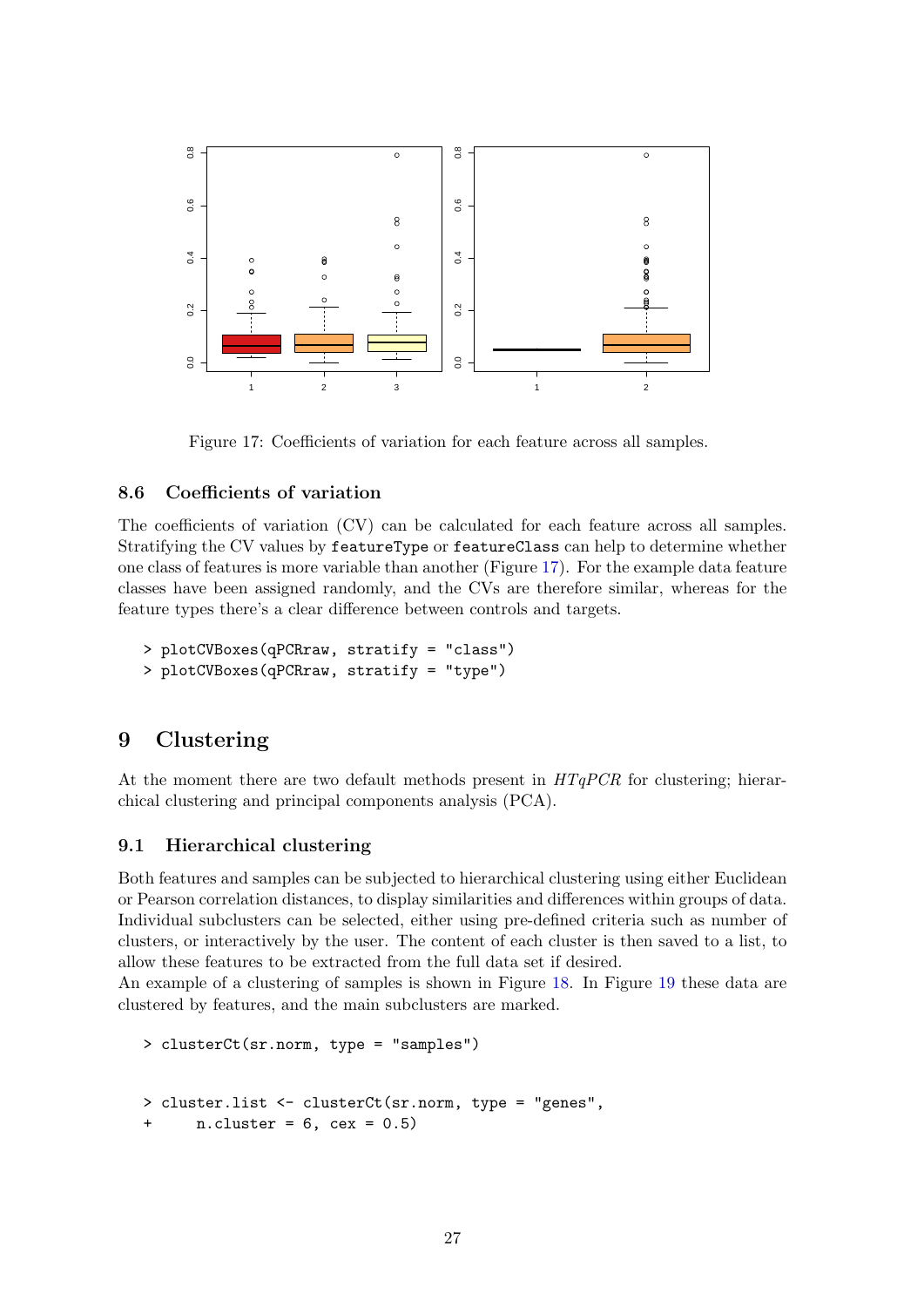Figure 17: Coefficients of variation for each feature across all samples.

### 8.6 Coefficients of variation

The coefficients of variation (CV) can be calculated for each feature across all samples. Stratifying the CV values by `featureType` or `featureClass` can help to determine whether one class of features is more variable than another (Figure 17). For the example data feature classes have been assigned randomly, and the CVs are therefore similar, whereas for the feature types there's a clear difference between controls and targets.

```
> plotCVBoxes(qPCRraw, stratify = "class")
> plotCVBoxes(qPCRraw, stratify = "type")
```

## 9 Clustering

At the moment there are two default methods present in *HTqPCR* for clustering; hierarchical clustering and principal components analysis (PCA).

### 9.1 Hierarchical clustering

Both features and samples can be subjected to hierarchical clustering using either Euclidean or Pearson correlation distances, to display similarities and differences within groups of data. Individual subclusters can be selected, either using pre-defined criteria such as number of clusters, or interactively by the user. The content of each cluster is then saved to a list, to allow these features to be extracted from the full data set if desired.
An example of a clustering of samples is shown in Figure 18. In Figure 19 these data are clustered by features, and the main subclusters are marked.

```
> clusterCt(sr.norm, type = "samples")
```

```
> cluster.list <- clusterCt(sr.norm, type = "genes",
+     n.cluster = 6, cex = 0.5)
```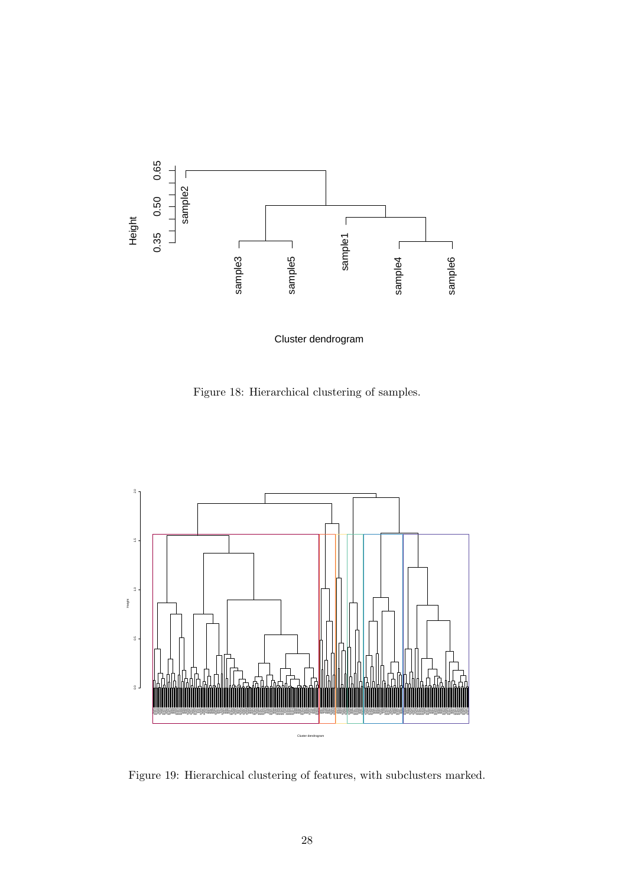Figure 18: Hierarchical clustering of samples.

Figure 19: Hierarchical clustering of features, with subclusters marked.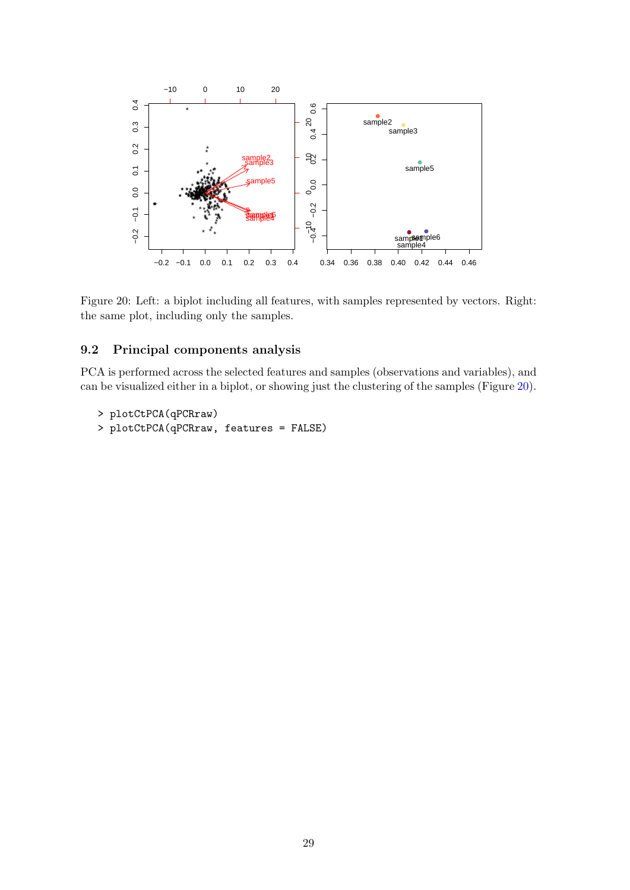Figure 20: Left: a biplot including all features, with samples represented by vectors. Right: the same plot, including only the samples.

## 9.2 Principal components analysis

PCA is performed across the selected features and samples (observations and variables), and can be visualized either in a biplot, or showing just the clustering of the samples (Figure 20).

```
> plotCtPCA(qPCRraw)
> plotCtPCA(qPCRraw, features = FALSE)
```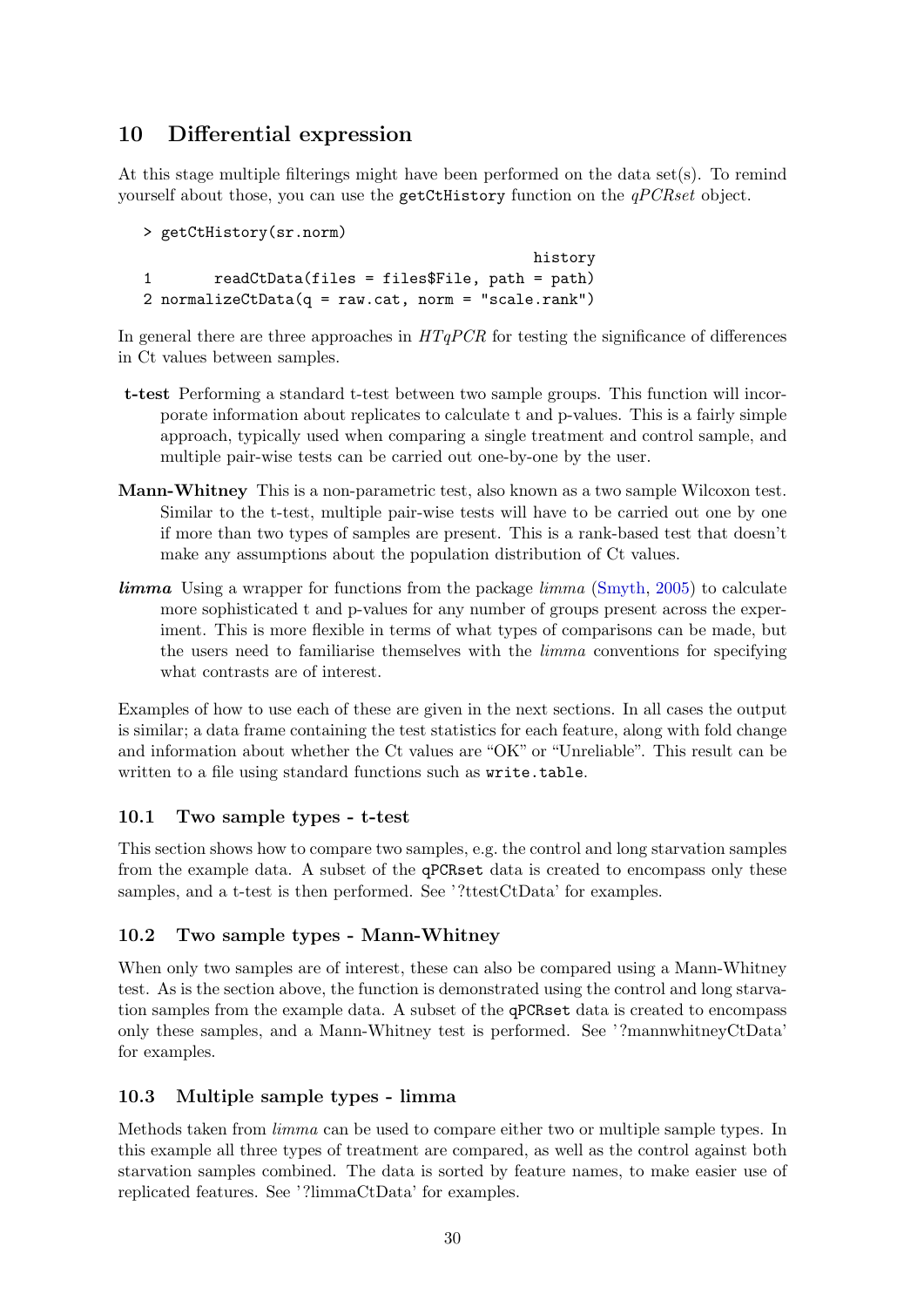## 10 Differential expression

At this stage multiple filterings might have been performed on the data set(s). To remind yourself about those, you can use the getCtHistory function on the *qPCRset* object.

```
> getCtHistory(sr.norm)
                                         history
1       readCtData(files = files$File, path = path)
2 normalizeCtData(q = raw.cat, norm = "scale.rank")
```

In general there are three approaches in *HTqPCR* for testing the significance of differences in Ct values between samples.

**t-test** Performing a standard t-test between two sample groups. This function will incorporate information about replicates to calculate t and p-values. This is a fairly simple approach, typically used when comparing a single treatment and control sample, and multiple pair-wise tests can be carried out one-by-one by the user.

**Mann-Whitney** This is a non-parametric test, also known as a two sample Wilcoxon test. Similar to the t-test, multiple pair-wise tests will have to be carried out one by one if more than two types of samples are present. This is a rank-based test that doesn't make any assumptions about the population distribution of Ct values.

***limma*** Using a wrapper for functions from the package *limma* (Smyth, 2005) to calculate more sophisticated t and p-values for any number of groups present across the experiment. This is more flexible in terms of what types of comparisons can be made, but the users need to familiarise themselves with the *limma* conventions for specifying what contrasts are of interest.

Examples of how to use each of these are given in the next sections. In all cases the output is similar; a data frame containing the test statistics for each feature, along with fold change and information about whether the Ct values are "OK" or "Unreliable". This result can be written to a file using standard functions such as write.table.

### 10.1 Two sample types - t-test

This section shows how to compare two samples, e.g. the control and long starvation samples from the example data. A subset of the qPCRset data is created to encompass only these samples, and a t-test is then performed. See '?ttestCtData' for examples.

### 10.2 Two sample types - Mann-Whitney

When only two samples are of interest, these can also be compared using a Mann-Whitney test. As is the section above, the function is demonstrated using the control and long starvation samples from the example data. A subset of the qPCRset data is created to encompass only these samples, and a Mann-Whitney test is performed. See '?mannwhitneyCtData' for examples.

### 10.3 Multiple sample types - limma

Methods taken from *limma* can be used to compare either two or multiple sample types. In this example all three types of treatment are compared, as well as the control against both starvation samples combined. The data is sorted by feature names, to make easier use of replicated features. See '?limmaCtData' for examples.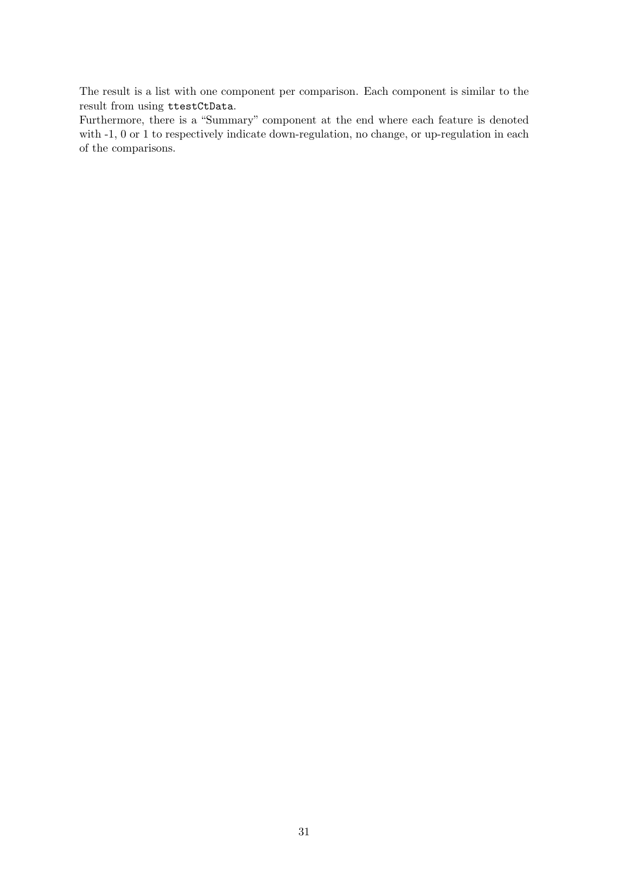The result is a list with one component per comparison. Each component is similar to the result from using `ttestCtData`.
Furthermore, there is a “Summary” component at the end where each feature is denoted with -1, 0 or 1 to respectively indicate down-regulation, no change, or up-regulation in each of the comparisons.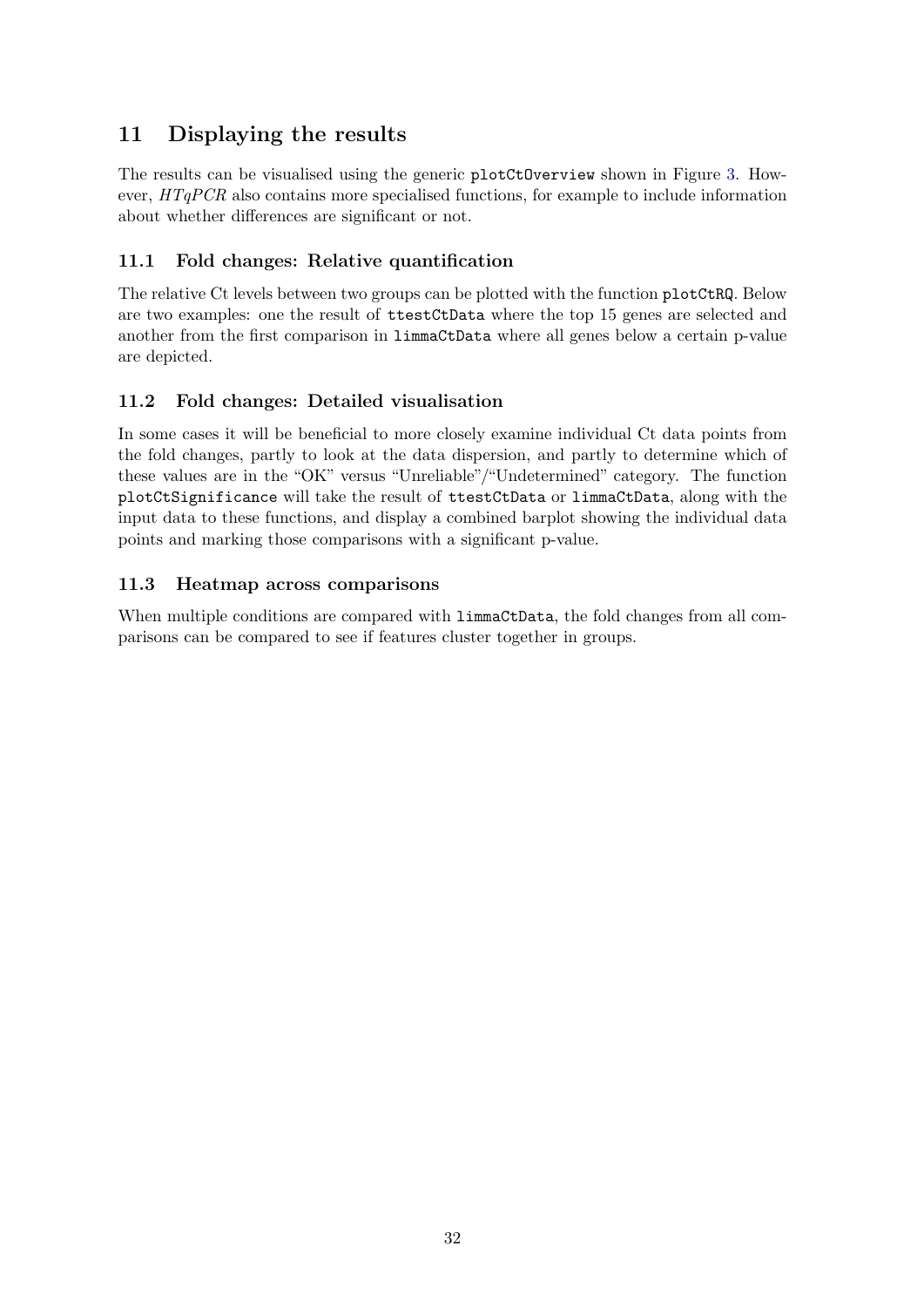# 11 Displaying the results

The results can be visualised using the generic `plotCtOverview` shown in Figure 3. However, *HTqPCR* also contains more specialised functions, for example to include information about whether differences are significant or not.

## 11.1 Fold changes: Relative quantification

The relative Ct levels between two groups can be plotted with the function `plotCtRQ`. Below are two examples: one the result of `ttestCtData` where the top 15 genes are selected and another from the first comparison in `limmaCtData` where all genes below a certain p-value are depicted.

## 11.2 Fold changes: Detailed visualisation

In some cases it will be beneficial to more closely examine individual Ct data points from the fold changes, partly to look at the data dispersion, and partly to determine which of these values are in the "OK" versus "Unreliable"/"Undetermined" category. The function `plotCtSignificance` will take the result of `ttestCtData` or `limmaCtData`, along with the input data to these functions, and display a combined barplot showing the individual data points and marking those comparisons with a significant p-value.

## 11.3 Heatmap across comparisons

When multiple conditions are compared with `limmaCtData`, the fold changes from all comparisons can be compared to see if features cluster together in groups.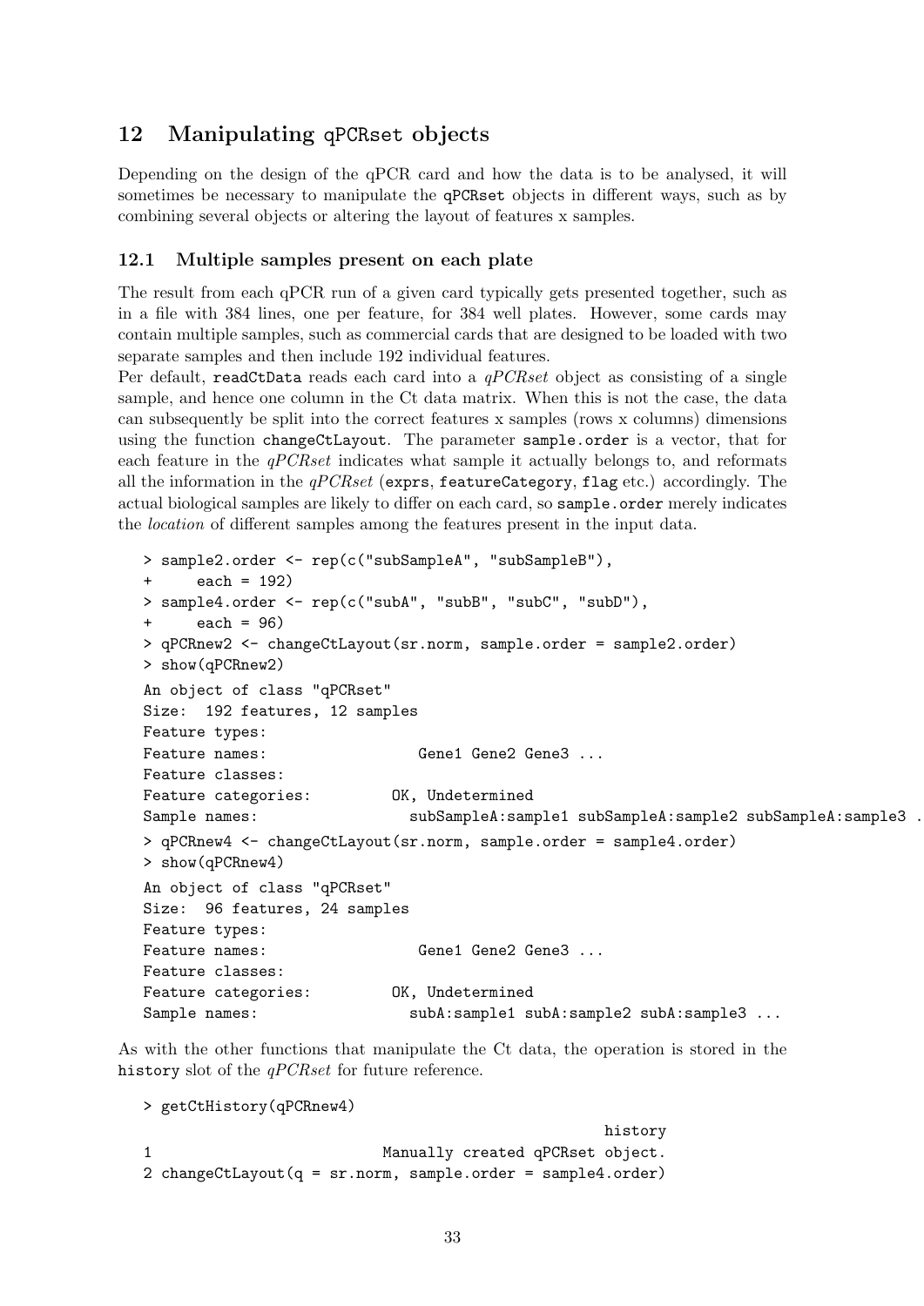## 12 Manipulating qPCRset objects

Depending on the design of the qPCR card and how the data is to be analysed, it will sometimes be necessary to manipulate the qPCRset objects in different ways, such as by combining several objects or altering the layout of features x samples.

### 12.1 Multiple samples present on each plate

The result from each qPCR run of a given card typically gets presented together, such as in a file with 384 lines, one per feature, for 384 well plates. However, some cards may contain multiple samples, such as commercial cards that are designed to be loaded with two separate samples and then include 192 individual features.

Per default, readCtData reads each card into a *qPCRset* object as consisting of a single sample, and hence one column in the Ct data matrix. When this is not the case, the data can subsequently be split into the correct features x samples (rows x columns) dimensions using the function changeCtLayout. The parameter sample.order is a vector, that for each feature in the *qPCRset* indicates what sample it actually belongs to, and reformats all the information in the *qPCRset* (exprs, featureCategory, flag etc.) accordingly. The actual biological samples are likely to differ on each card, so sample.order merely indicates the *location* of different samples among the features present in the input data.

```
> sample2.order <- rep(c("subSampleA", "subSampleB"),
+     each = 192)
> sample4.order <- rep(c("subA", "subB", "subC", "subD"),
+     each = 96)
> qPCRnew2 <- changeCtLayout(sr.norm, sample.order = sample2.order)
> show(qPCRnew2)
An object of class "qPCRset"
Size:  192 features, 12 samples
Feature types:
Feature names:                 Gene1 Gene2 Gene3 ...
Feature classes:
Feature categories:         OK, Undetermined
Sample names:                subSampleA:sample1 subSampleA:sample2 subSampleA:sample3 .
> qPCRnew4 <- changeCtLayout(sr.norm, sample.order = sample4.order)
> show(qPCRnew4)
An object of class "qPCRset"
Size:  96 features, 24 samples
Feature types:
Feature names:                 Gene1 Gene2 Gene3 ...
Feature classes:
Feature categories:         OK, Undetermined
Sample names:                subA:sample1 subA:sample2 subA:sample3 ...
```

As with the other functions that manipulate the Ct data, the operation is stored in the history slot of the *qPCRset* for future reference.

```
> getCtHistory(qPCRnew4)
                                                     history
1                          Manually created qPCRset object.
2 changeCtLayout(q = sr.norm, sample.order = sample4.order)
```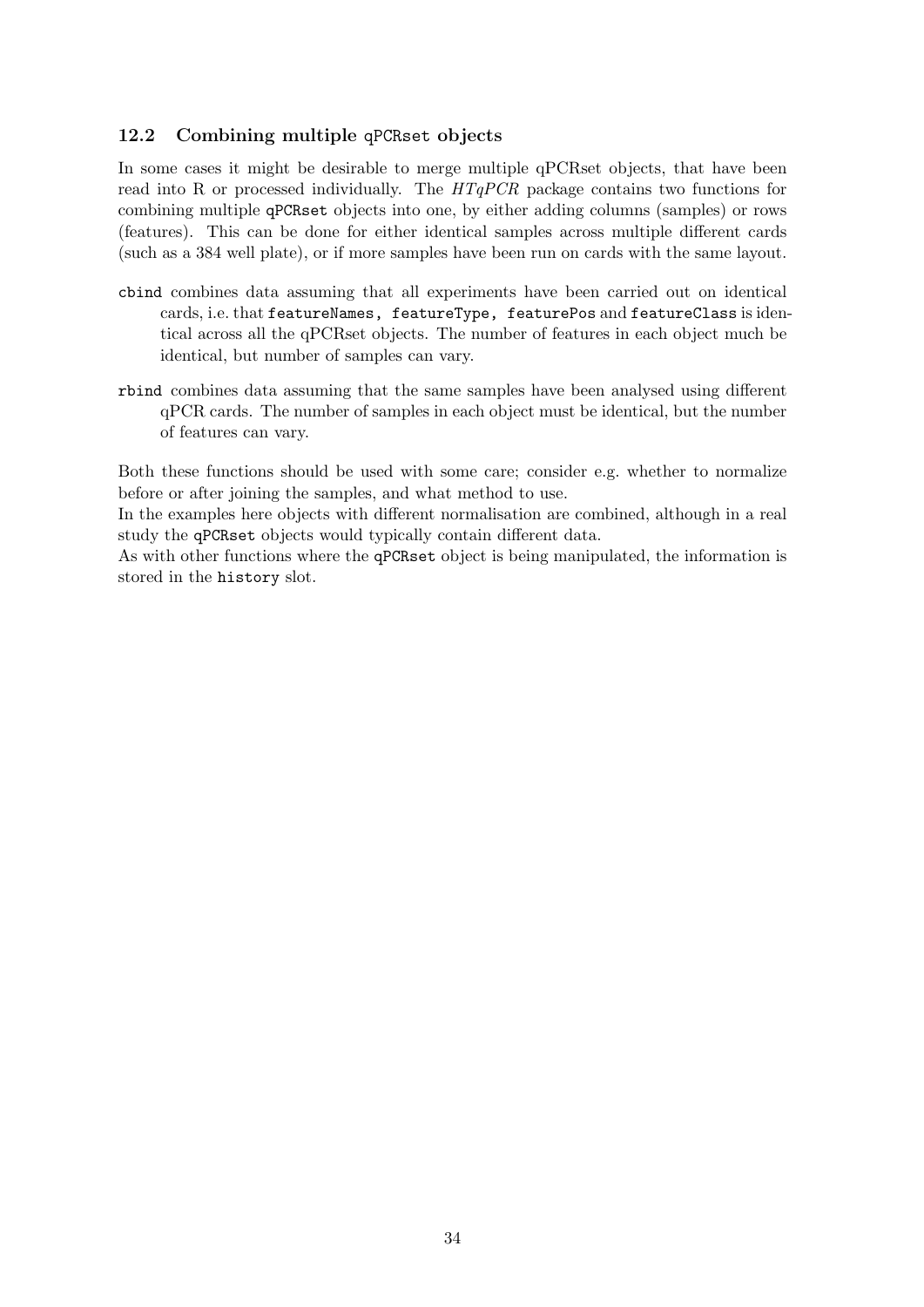### 12.2 Combining multiple `qPCRset` objects

In some cases it might be desirable to merge multiple qPCRset objects, that have been read into R or processed individually. The *HTqPCR* package contains two functions for combining multiple `qPCRset` objects into one, by either adding columns (samples) or rows (features). This can be done for either identical samples across multiple different cards (such as a 384 well plate), or if more samples have been run on cards with the same layout.

`cbind` combines data assuming that all experiments have been carried out on identical cards, i.e. that `featureNames, featureType, featurePos` and `featureClass` is identical across all the qPCRset objects. The number of features in each object much be identical, but number of samples can vary.

`rbind` combines data assuming that the same samples have been analysed using different qPCR cards. The number of samples in each object must be identical, but the number of features can vary.

Both these functions should be used with some care; consider e.g. whether to normalize before or after joining the samples, and what method to use.
In the examples here objects with different normalisation are combined, although in a real study the `qPCRset` objects would typically contain different data.
As with other functions where the `qPCRset` object is being manipulated, the information is stored in the `history` slot.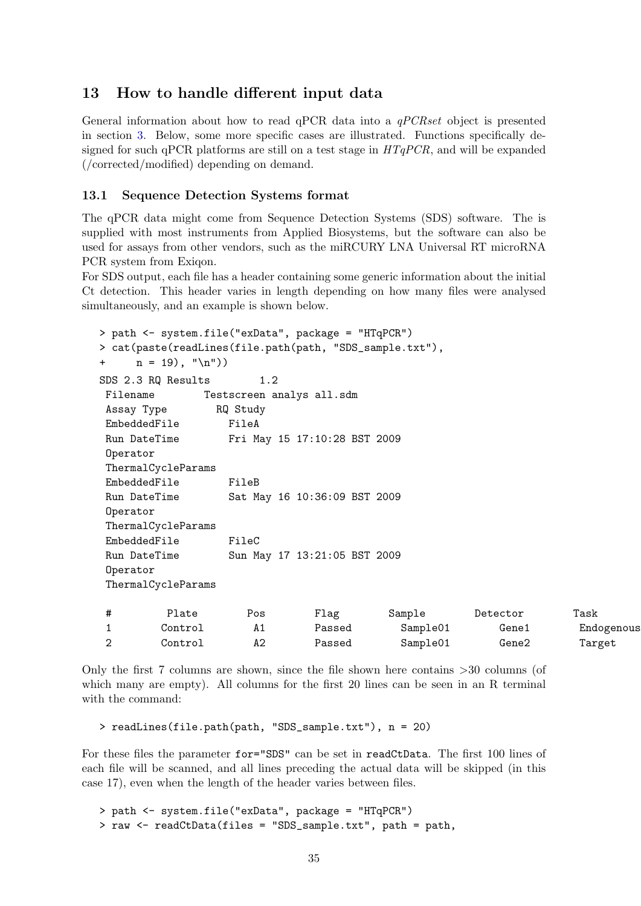## 13 How to handle different input data

General information about how to read qPCR data into a *qPCRset* object is presented in section 3. Below, some more specific cases are illustrated. Functions specifically designed for such qPCR platforms are still on a test stage in *HTqPCR*, and will be expanded (/corrected/modified) depending on demand.

### 13.1 Sequence Detection Systems format

The qPCR data might come from Sequence Detection Systems (SDS) software. The is supplied with most instruments from Applied Biosystems, but the software can also be used for assays from other vendors, such as the miRCURY LNA Universal RT microRNA PCR system from Exiqon.

For SDS output, each file has a header containing some generic information about the initial Ct detection. This header varies in length depending on how many files were analysed simultaneously, and an example is shown below.

```
> path <- system.file("exData", package = "HTqPCR")
> cat(paste(readLines(file.path(path, "SDS_sample.txt"),
+     n = 19), "\n"))
SDS 2.3 RQ Results        1.2
 Filename        Testscreen analys all.sdm
 Assay Type        RQ Study
 EmbeddedFile        FileA
 Run DateTime        Fri May 15 17:10:28 BST 2009
 Operator
 ThermalCycleParams
 EmbeddedFile        FileB
 Run DateTime        Sat May 16 10:36:09 BST 2009
 Operator
 ThermalCycleParams
 EmbeddedFile        FileC
 Run DateTime        Sun May 17 13:21:05 BST 2009
 Operator
 ThermalCycleParams

 #        Plate        Pos        Flag        Sample        Detector        Task
 1        Control        A1        Passed        Sample01        Gene1        Endogenous
 2        Control        A2        Passed        Sample01        Gene2        Target
```

Only the first 7 columns are shown, since the file shown here contains >30 columns (of which many are empty). All columns for the first 20 lines can be seen in an R terminal with the command:

```
> readLines(file.path(path, "SDS_sample.txt"), n = 20)
```

For these files the parameter `for="SDS"` can be set in `readCtData`. The first 100 lines of each file will be scanned, and all lines preceding the actual data will be skipped (in this case 17), even when the length of the header varies between files.

```
> path <- system.file("exData", package = "HTqPCR")
> raw <- readCtData(files = "SDS_sample.txt", path = path,
```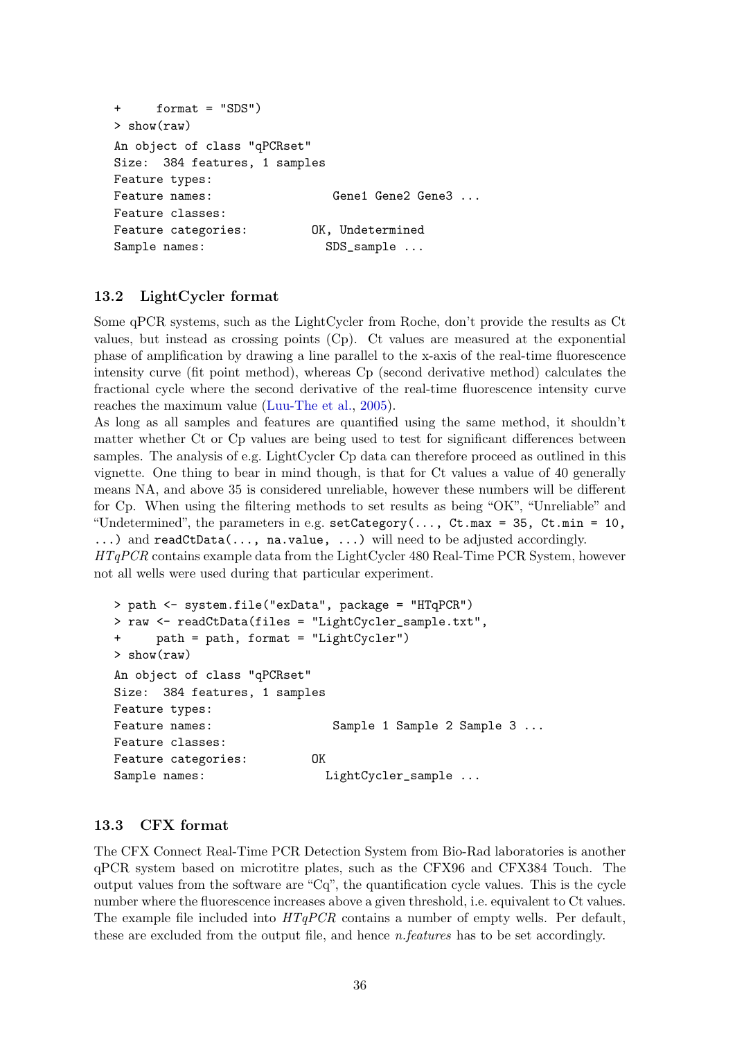```
+     format = "SDS")
> show(raw)
An object of class "qPCRset"
Size:  384 features, 1 samples
Feature types:
Feature names:                 Gene1 Gene2 Gene3 ...
Feature classes:
Feature categories:         OK, Undetermined
Sample names:                 SDS_sample ...
```

### 13.2 LightCycler format

Some qPCR systems, such as the LightCycler from Roche, don't provide the results as Ct values, but instead as crossing points (Cp). Ct values are measured at the exponential phase of amplification by drawing a line parallel to the x-axis of the real-time fluorescence intensity curve (fit point method), whereas Cp (second derivative method) calculates the fractional cycle where the second derivative of the real-time fluorescence intensity curve reaches the maximum value (Luu-The et al., 2005).

As long as all samples and features are quantified using the same method, it shouldn't matter whether Ct or Cp values are being used to test for significant differences between samples. The analysis of e.g. LightCycler Cp data can therefore proceed as outlined in this vignette. One thing to bear in mind though, is that for Ct values a value of 40 generally means NA, and above 35 is considered unreliable, however these numbers will be different for Cp. When using the filtering methods to set results as being "OK", "Unreliable" and "Undetermined", the parameters in e.g. `setCategory(..., Ct.max = 35, Ct.min = 10, ...)` and `readCtData(..., na.value, ...)` will need to be adjusted accordingly.

*HTqPCR* contains example data from the LightCycler 480 Real-Time PCR System, however not all wells were used during that particular experiment.

```
> path <- system.file("exData", package = "HTqPCR")
> raw <- readCtData(files = "LightCycler_sample.txt",
+     path = path, format = "LightCycler")
> show(raw)
An object of class "qPCRset"
Size:  384 features, 1 samples
Feature types:
Feature names:                 Sample 1 Sample 2 Sample 3 ...
Feature classes:
Feature categories:         OK
Sample names:                 LightCycler_sample ...
```

### 13.3 CFX format

The CFX Connect Real-Time PCR Detection System from Bio-Rad laboratories is another qPCR system based on microtitre plates, such as the CFX96 and CFX384 Touch. The output values from the software are "Cq", the quantification cycle values. This is the cycle number where the fluorescence increases above a given threshold, i.e. equivalent to Ct values. The example file included into *HTqPCR* contains a number of empty wells. Per default, these are excluded from the output file, and hence *n.features* has to be set accordingly.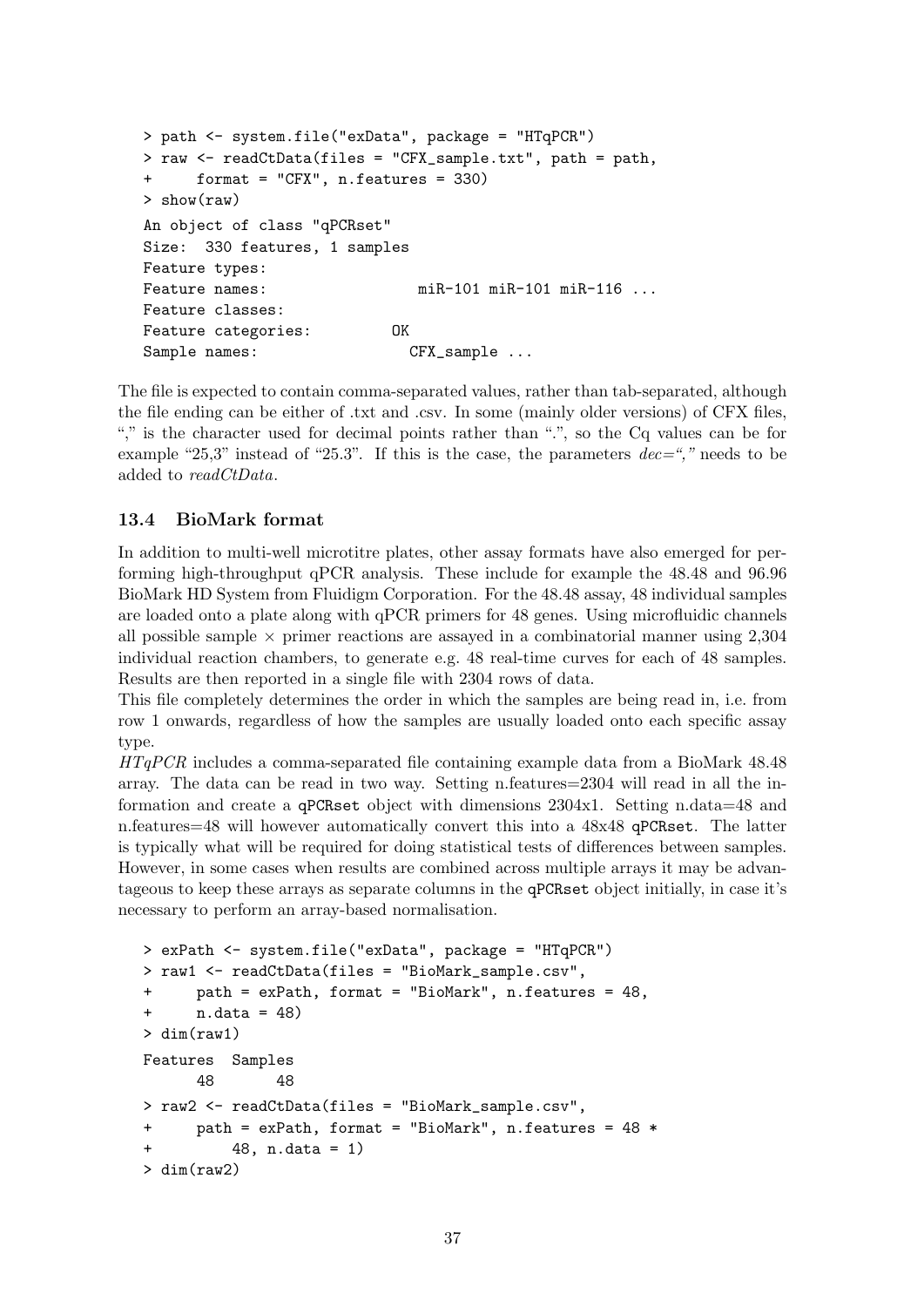```
> path <- system.file("exData", package = "HTqPCR")
> raw <- readCtData(files = "CFX_sample.txt", path = path,
+     format = "CFX", n.features = 330)
> show(raw)
An object of class "qPCRset"
Size:  330 features, 1 samples
Feature types:
Feature names:                 miR-101 miR-101 miR-116 ...
Feature classes:
Feature categories:         OK
Sample names:                 CFX_sample ...
```

The file is expected to contain comma-separated values, rather than tab-separated, although the file ending can be either of .txt and .csv. In some (mainly older versions) of CFX files, "," is the character used for decimal points rather than ".", so the Cq values can be for example "25,3" instead of "25.3". If this is the case, the parameters *dec=","* needs to be added to *readCtData*.

### 13.4 BioMark format

In addition to multi-well microtitre plates, other assay formats have also emerged for performing high-throughput qPCR analysis. These include for example the 48.48 and 96.96 BioMark HD System from Fluidigm Corporation. For the 48.48 assay, 48 individual samples are loaded onto a plate along with qPCR primers for 48 genes. Using microfluidic channels all possible sample × primer reactions are assayed in a combinatorial manner using 2,304 individual reaction chambers, to generate e.g. 48 real-time curves for each of 48 samples. Results are then reported in a single file with 2304 rows of data.
This file completely determines the order in which the samples are being read in, i.e. from row 1 onwards, regardless of how the samples are usually loaded onto each specific assay type.
*HTqPCR* includes a comma-separated file containing example data from a BioMark 48.48 array. The data can be read in two way. Setting n.features=2304 will read in all the information and create a `qPCRset` object with dimensions 2304x1. Setting n.data=48 and n.features=48 will however automatically convert this into a 48x48 `qPCRset`. The latter is typically what will be required for doing statistical tests of differences between samples. However, in some cases when results are combined across multiple arrays it may be advantageous to keep these arrays as separate columns in the `qPCRset` object initially, in case it's necessary to perform an array-based normalisation.

```
> exPath <- system.file("exData", package = "HTqPCR")
> raw1 <- readCtData(files = "BioMark_sample.csv",
+     path = exPath, format = "BioMark", n.features = 48,
+     n.data = 48)
> dim(raw1)
Features  Samples
      48       48
> raw2 <- readCtData(files = "BioMark_sample.csv",
+     path = exPath, format = "BioMark", n.features = 48 *
+         48, n.data = 1)
> dim(raw2)
```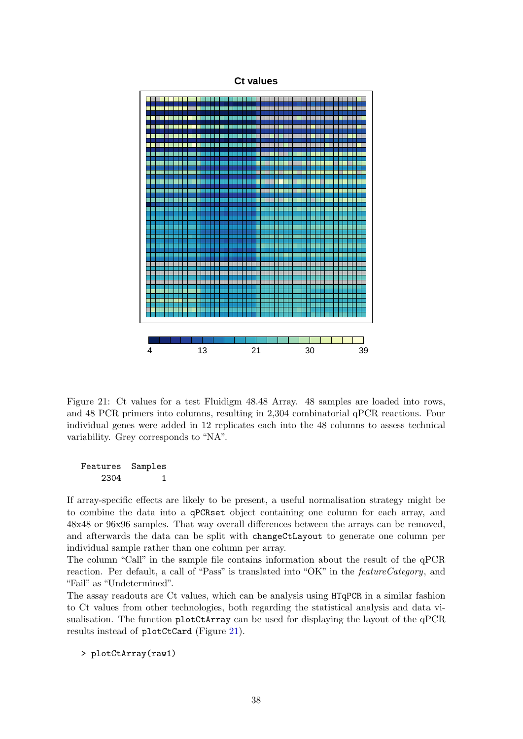Figure 21: Ct values for a test Fluidigm 48.48 Array. 48 samples are loaded into rows, and 48 PCR primers into columns, resulting in 2,304 combinatorial qPCR reactions. Four individual genes were added in 12 replicates each into the 48 columns to assess technical variability. Grey corresponds to "NA".

```
Features  Samples
    2304        1
```

If array-specific effects are likely to be present, a useful normalisation strategy might be to combine the data into a `qPCRset` object containing one column for each array, and 48x48 or 96x96 samples. That way overall differences between the arrays can be removed, and afterwards the data can be split with `changeCtLayout` to generate one column per individual sample rather than one column per array.

The column "Call" in the sample file contains information about the result of the qPCR reaction. Per default, a call of "Pass" is translated into "OK" in the *featureCategory*, and "Fail" as "Undetermined".

The assay readouts are Ct values, which can be analysis using `HTqPCR` in a similar fashion to Ct values from other technologies, both regarding the statistical analysis and data visualisation. The function `plotCtArray` can be used for displaying the layout of the qPCR results instead of `plotCtCard` (Figure 21).

```
> plotCtArray(raw1)
```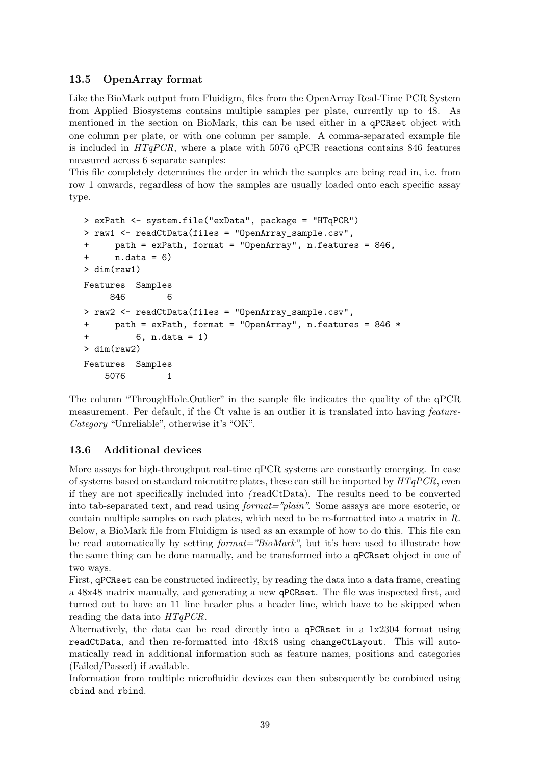### 13.5 OpenArray format

Like the BioMark output from Fluidigm, files from the OpenArray Real-Time PCR System from Applied Biosystems contains multiple samples per plate, currently up to 48. As mentioned in the section on BioMark, this can be used either in a `qPCRset` object with one column per plate, or with one column per sample. A comma-separated example file is included in *HTqPCR*, where a plate with 5076 qPCR reactions contains 846 features measured across 6 separate samples:
This file completely determines the order in which the samples are being read in, i.e. from row 1 onwards, regardless of how the samples are usually loaded onto each specific assay type.

```
> exPath <- system.file("exData", package = "HTqPCR")
> raw1 <- readCtData(files = "OpenArray_sample.csv",
+     path = exPath, format = "OpenArray", n.features = 846,
+     n.data = 6)
> dim(raw1)
Features  Samples
     846        6
> raw2 <- readCtData(files = "OpenArray_sample.csv",
+     path = exPath, format = "OpenArray", n.features = 846 *
+         6, n.data = 1)
> dim(raw2)
Features  Samples
    5076        1
```

The column "ThroughHole.Outlier" in the sample file indicates the quality of the qPCR measurement. Per default, if the Ct value is an outlier it is translated into having *feature-Category* "Unreliable", otherwise it's "OK".

### 13.6 Additional devices

More assays for high-throughput real-time qPCR systems are constantly emerging. In case of systems based on standard microtitre plates, these can still be imported by *HTqPCR*, even if they are not specifically included into *(*readCtData). The results need to be converted into tab-separated text, and read using *format="plain"*. Some assays are more esoteric, or contain multiple samples on each plates, which need to be re-formatted into a matrix in *R*. Below, a BioMark file from Fluidigm is used as an example of how to do this. This file can be read automatically by setting *format="BioMark"*, but it's here used to illustrate how the same thing can be done manually, and be transformed into a `qPCRset` object in one of two ways.
First, `qPCRset` can be constructed indirectly, by reading the data into a data frame, creating a 48x48 matrix manually, and generating a new `qPCRset`. The file was inspected first, and turned out to have an 11 line header plus a header line, which have to be skipped when reading the data into *HTqPCR*.
Alternatively, the data can be read directly into a `qPCRset` in a 1x2304 format using `readCtData`, and then re-formatted into 48x48 using `changeCtLayout`. This will automatically read in additional information such as feature names, positions and categories (Failed/Passed) if available.
Information from multiple microfluidic devices can then subsequently be combined using `cbind` and `rbind`.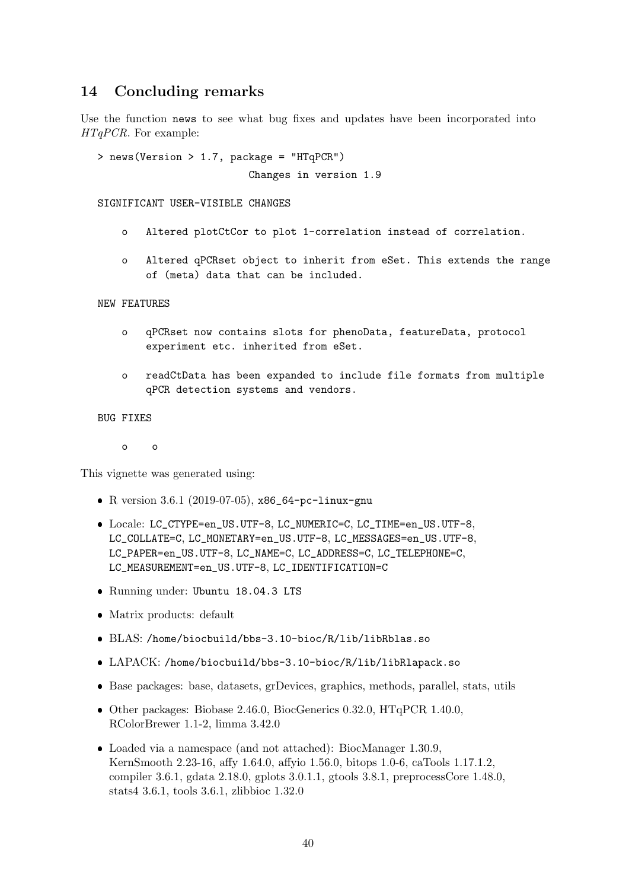## 14 Concluding remarks

Use the function `news` to see what bug fixes and updates have been incorporated into *HTqPCR*. For example:

```
> news(Version > 1.7, package = "HTqPCR")
                        Changes in version 1.9

SIGNIFICANT USER-VISIBLE CHANGES

    o   Altered plotCtCor to plot 1-correlation instead of correlation.

    o   Altered qPCRset object to inherit from eSet. This extends the range
        of (meta) data that can be included.

NEW FEATURES

    o   qPCRset now contains slots for phenoData, featureData, protocol
        experiment etc. inherited from eSet.

    o   readCtData has been expanded to include file formats from multiple
        qPCR detection systems and vendors.

BUG FIXES

    o    o
```

This vignette was generated using:

- R version 3.6.1 (2019-07-05), `x86_64-pc-linux-gnu`
- Locale: `LC_CTYPE=en_US.UTF-8`, `LC_NUMERIC=C`, `LC_TIME=en_US.UTF-8`, `LC_COLLATE=C`, `LC_MONETARY=en_US.UTF-8`, `LC_MESSAGES=en_US.UTF-8`, `LC_PAPER=en_US.UTF-8`, `LC_NAME=C`, `LC_ADDRESS=C`, `LC_TELEPHONE=C`, `LC_MEASUREMENT=en_US.UTF-8`, `LC_IDENTIFICATION=C`
- Running under: `Ubuntu 18.04.3 LTS`
- Matrix products: default
- BLAS: `/home/biocbuild/bbs-3.10-bioc/R/lib/libRblas.so`
- LAPACK: `/home/biocbuild/bbs-3.10-bioc/R/lib/libRlapack.so`
- Base packages: base, datasets, grDevices, graphics, methods, parallel, stats, utils
- Other packages: Biobase 2.46.0, BiocGenerics 0.32.0, HTqPCR 1.40.0, RColorBrewer 1.1-2, limma 3.42.0
- Loaded via a namespace (and not attached): BiocManager 1.30.9, KernSmooth 2.23-16, affy 1.64.0, affyio 1.56.0, bitops 1.0-6, caTools 1.17.1.2, compiler 3.6.1, gdata 2.18.0, gplots 3.0.1.1, gtools 3.8.1, preprocessCore 1.48.0, stats4 3.6.1, tools 3.6.1, zlibbioc 1.32.0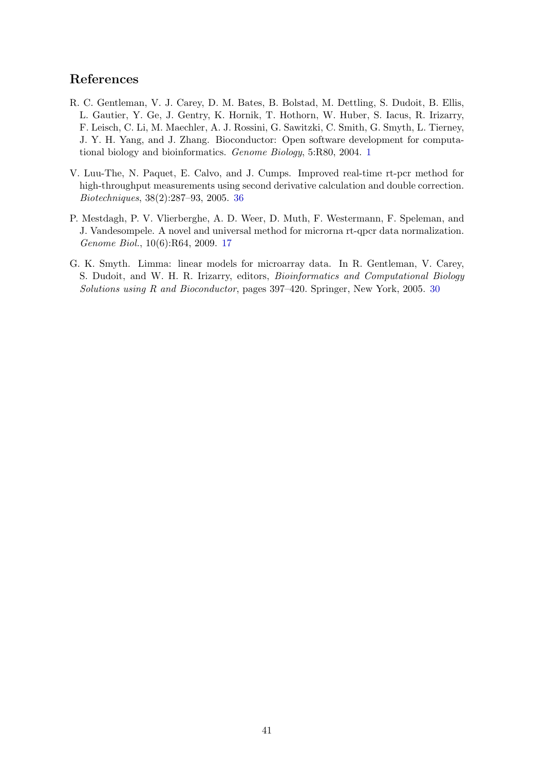## References

R. C. Gentleman, V. J. Carey, D. M. Bates, B. Bolstad, M. Dettling, S. Dudoit, B. Ellis, L. Gautier, Y. Ge, J. Gentry, K. Hornik, T. Hothorn, W. Huber, S. Iacus, R. Irizarry, F. Leisch, C. Li, M. Maechler, A. J. Rossini, G. Sawitzki, C. Smith, G. Smyth, L. Tierney, J. Y. H. Yang, and J. Zhang. Bioconductor: Open software development for computational biology and bioinformatics. *Genome Biology*, 5:R80, 2004. 1

V. Luu-The, N. Paquet, E. Calvo, and J. Cumps. Improved real-time rt-pcr method for high-throughput measurements using second derivative calculation and double correction. *Biotechniques*, 38(2):287–93, 2005. 36

P. Mestdagh, P. V. Vlierberghe, A. D. Weer, D. Muth, F. Westermann, F. Speleman, and J. Vandesompele. A novel and universal method for microrna rt-qpcr data normalization. *Genome Biol.*, 10(6):R64, 2009. 17

G. K. Smyth. Limma: linear models for microarray data. In R. Gentleman, V. Carey, S. Dudoit, and W. H. R. Irizarry, editors, *Bioinformatics and Computational Biology Solutions using R and Bioconductor*, pages 397–420. Springer, New York, 2005. 30